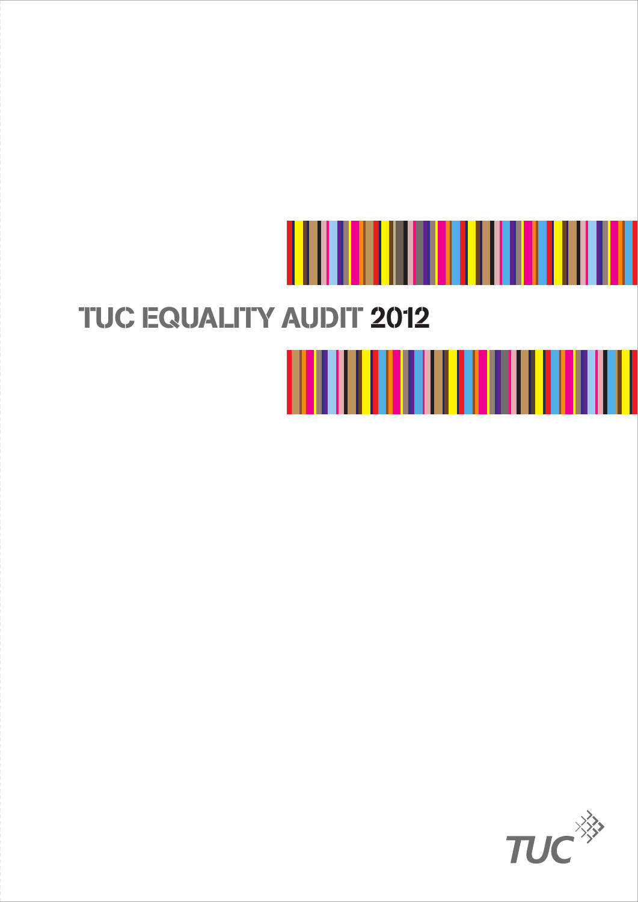# TUC EQUALITY AUDIT 2012

TUC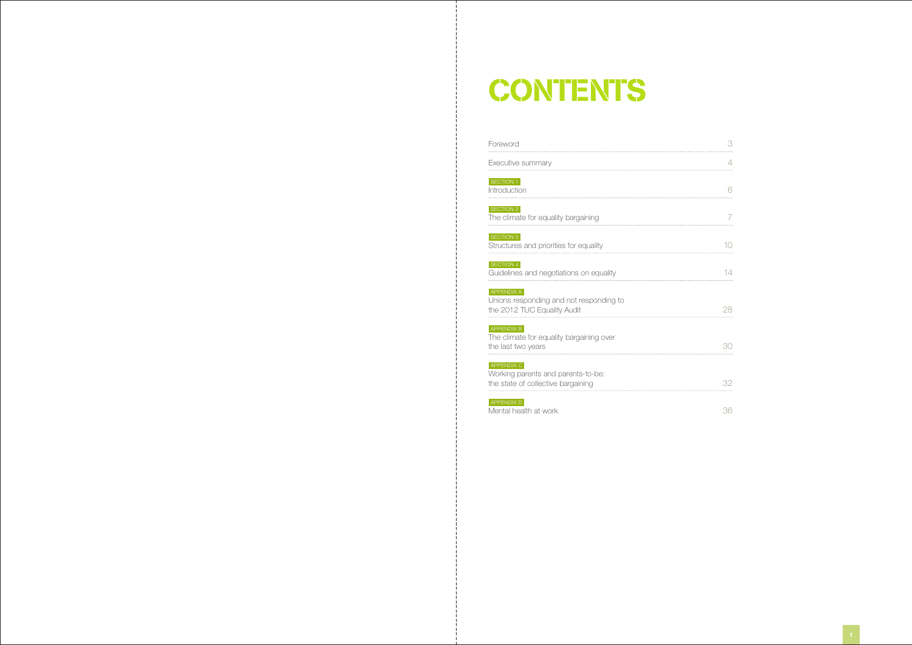# CONTENTS

| | |
|---|---|
| Foreword | 3 |
| Executive summary | 4 |
| SECTION 1<br>Introduction | 6 |
| SECTION 2<br>The climate for equality bargaining | 7 |
| SECTION 3<br>Structures and priorities for equality | 10 |
| SECTION 4<br>Guidelines and negotiations on equality | 14 |
| APPENDIX A<br>Unions responding and not responding to the 2012 TUC Equality Audit | 28 |
| APPENDIX B<br>The climate for equality bargaining over the last two years | 30 |
| APPENDIX C<br>Working parents and parents-to-be: the state of collective bargaining | 32 |
| APPENDIX D<br>Mental health at work | 36 |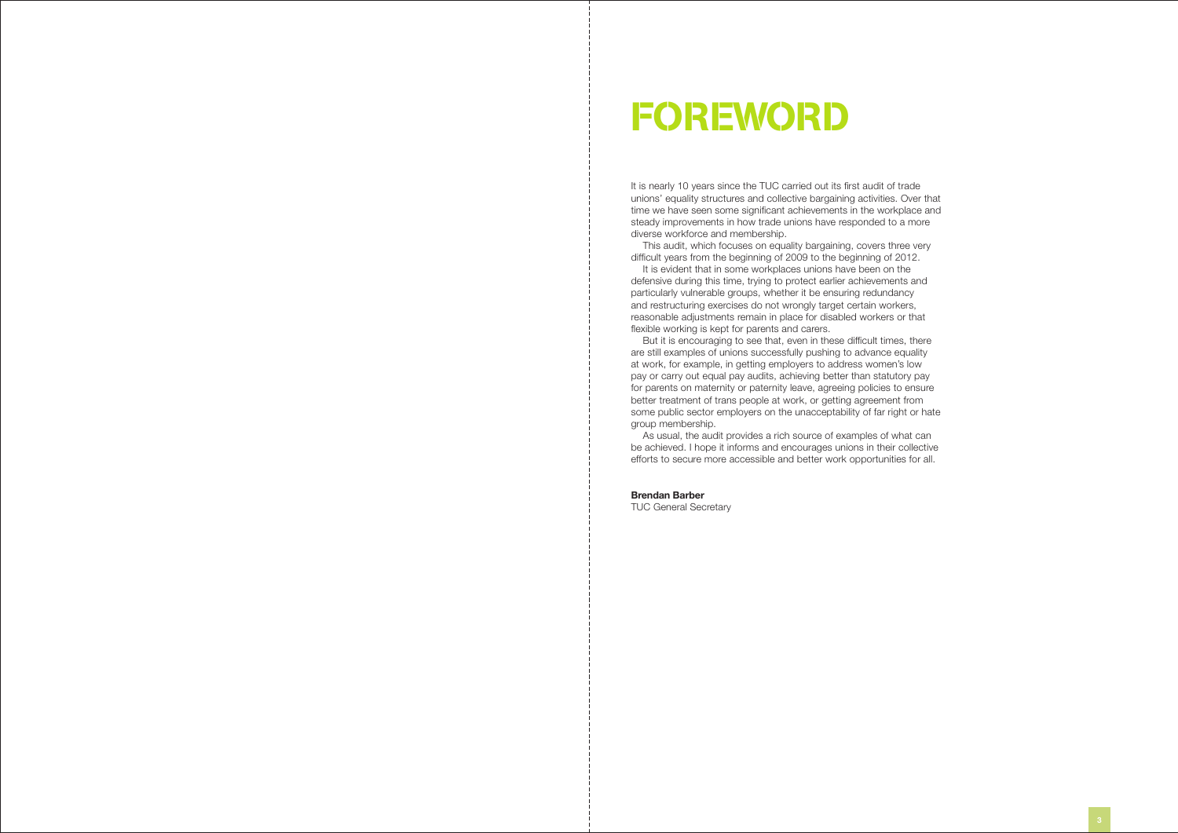# FOREWORD

It is nearly 10 years since the TUC carried out its first audit of trade unions' equality structures and collective bargaining activities. Over that time we have seen some significant achievements in the workplace and steady improvements in how trade unions have responded to a more diverse workforce and membership.

This audit, which focuses on equality bargaining, covers three very difficult years from the beginning of 2009 to the beginning of 2012.

It is evident that in some workplaces unions have been on the defensive during this time, trying to protect earlier achievements and particularly vulnerable groups, whether it be ensuring redundancy and restructuring exercises do not wrongly target certain workers, reasonable adjustments remain in place for disabled workers or that flexible working is kept for parents and carers.

But it is encouraging to see that, even in these difficult times, there are still examples of unions successfully pushing to advance equality at work, for example, in getting employers to address women's low pay or carry out equal pay audits, achieving better than statutory pay for parents on maternity or paternity leave, agreeing policies to ensure better treatment of trans people at work, or getting agreement from some public sector employers on the unacceptability of far right or hate group membership.

As usual, the audit provides a rich source of examples of what can be achieved. I hope it informs and encourages unions in their collective efforts to secure more accessible and better work opportunities for all.

**Brendan Barber**
TUC General Secretary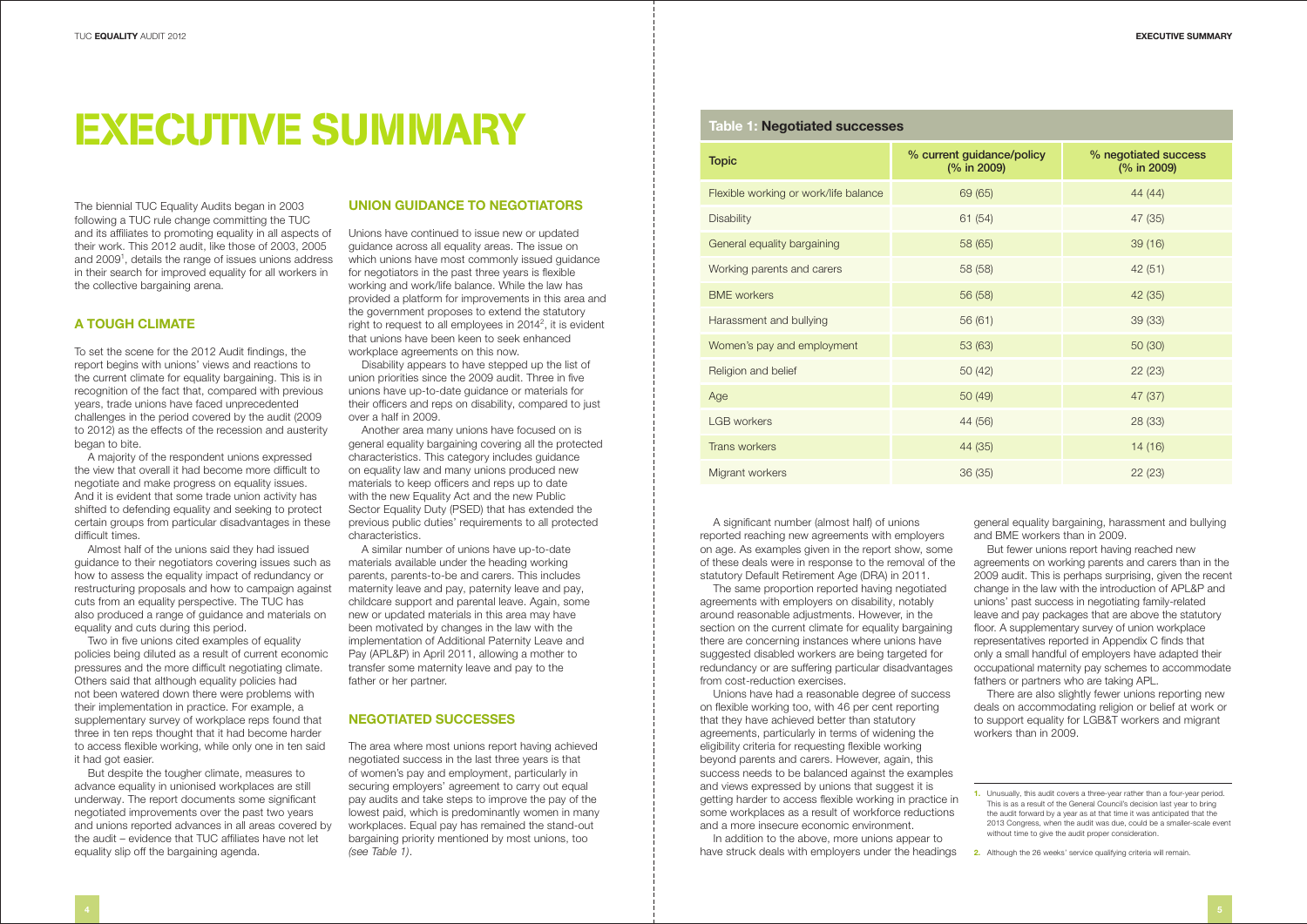# EXECUTIVE SUMMARY

The biennial TUC Equality Audits began in 2003 following a TUC rule change committing the TUC and its affiliates to promoting equality in all aspects of their work. This 2012 audit, like those of 2003, 2005 and 2009[1], details the range of issues unions address in their search for improved equality for all workers in the collective bargaining arena.

## A TOUGH CLIMATE

To set the scene for the 2012 Audit findings, the report begins with unions' views and reactions to the current climate for equality bargaining. This is in recognition of the fact that, compared with previous years, trade unions have faced unprecedented challenges in the period covered by the audit (2009 to 2012) as the effects of the recession and austerity began to bite.

A majority of the respondent unions expressed the view that overall it had become more difficult to negotiate and make progress on equality issues. And it is evident that some trade union activity has shifted to defending equality and seeking to protect certain groups from particular disadvantages in these difficult times.

Almost half of the unions said they had issued guidance to their negotiators covering issues such as how to assess the equality impact of redundancy or restructuring proposals and how to campaign against cuts from an equality perspective. The TUC has also produced a range of guidance and materials on equality and cuts during this period.

Two in five unions cited examples of equality policies being diluted as a result of current economic pressures and the more difficult negotiating climate. Others said that although equality policies had not been watered down there were problems with their implementation in practice. For example, a supplementary survey of workplace reps found that three in ten reps thought that it had become harder to access flexible working, while only one in ten said it had got easier.

But despite the tougher climate, measures to advance equality in unionised workplaces are still underway. The report documents some significant negotiated improvements over the past two years and unions reported advances in all areas covered by the audit – evidence that TUC affiliates have not let equality slip off the bargaining agenda.

## UNION GUIDANCE TO NEGOTIATORS

Unions have continued to issue new or updated guidance across all equality areas. The issue on which unions have most commonly issued guidance for negotiators in the past three years is flexible working and work/life balance. While the law has provided a platform for improvements in this area and the government proposes to extend the statutory right to request to all employees in 2014[2], it is evident that unions have been keen to seek enhanced workplace agreements on this now.

Disability appears to have stepped up the list of union priorities since the 2009 audit. Three in five unions have up-to-date guidance or materials for their officers and reps on disability, compared to just over a half in 2009.

Another area many unions have focused on is general equality bargaining covering all the protected characteristics. This category includes guidance on equality law and many unions produced new materials to keep officers and reps up to date with the new Equality Act and the new Public Sector Equality Duty (PSED) that has extended the previous public duties' requirements to all protected characteristics.

A similar number of unions have up-to-date materials available under the heading working parents, parents-to-be and carers. This includes maternity leave and pay, paternity leave and pay, childcare support and parental leave. Again, some new or updated materials in this area may have been motivated by changes in the law with the implementation of Additional Paternity Leave and Pay (APL&P) in April 2011, allowing a mother to transfer some maternity leave and pay to the father or her partner.

## NEGOTIATED SUCCESSES

The area where most unions report having achieved negotiated success in the last three years is that of women's pay and employment, particularly in securing employers' agreement to carry out equal pay audits and take steps to improve the pay of the lowest paid, which is predominantly women in many workplaces. Equal pay has remained the stand-out bargaining priority mentioned by most unions, too *(see Table 1)*.

**Table 1: Negotiated successes**

| Topic | % current guidance/policy (% in 2009) | % negotiated success (% in 2009) |
|---|---|---|
| Flexible working or work/life balance | 69 (65) | 44 (44) |
| Disability | 61 (54) | 47 (35) |
| General equality bargaining | 58 (65) | 39 (16) |
| Working parents and carers | 58 (58) | 42 (51) |
| BME workers | 56 (58) | 42 (35) |
| Harassment and bullying | 56 (61) | 39 (33) |
| Women's pay and employment | 53 (63) | 50 (30) |
| Religion and belief | 50 (42) | 22 (23) |
| Age | 50 (49) | 47 (37) |
| LGB workers | 44 (56) | 28 (33) |
| Trans workers | 44 (35) | 14 (16) |
| Migrant workers | 36 (35) | 22 (23) |

A significant number (almost half) of unions reported reaching new agreements with employers on age. As examples given in the report show, some of these deals were in response to the removal of the statutory Default Retirement Age (DRA) in 2011.

The same proportion reported having negotiated agreements with employers on disability, notably around reasonable adjustments. However, in the section on the current climate for equality bargaining there are concerning instances where unions have suggested disabled workers are being targeted for redundancy or are suffering particular disadvantages from cost-reduction exercises.

Unions have had a reasonable degree of success on flexible working too, with 46 per cent reporting that they have achieved better than statutory agreements, particularly in terms of widening the eligibility criteria for requesting flexible working beyond parents and carers. However, again, this success needs to be balanced against the examples and views expressed by unions that suggest it is getting harder to access flexible working in practice in some workplaces as a result of workforce reductions and a more insecure economic environment.

In addition to the above, more unions appear to have struck deals with employers under the headings general equality bargaining, harassment and bullying and BME workers than in 2009.

But fewer unions report having reached new agreements on working parents and carers than in the 2009 audit. This is perhaps surprising, given the recent change in the law with the introduction of APL&P and unions' past success in negotiating family-related leave and pay packages that are above the statutory floor. A supplementary survey of union workplace representatives reported in Appendix C finds that only a small handful of employers have adapted their occupational maternity pay schemes to accommodate fathers or partners who are taking APL.

There are also slightly fewer unions reporting new deals on accommodating religion or belief at work or to support equality for LGB&T workers and migrant workers than in 2009.

1. Unusually, this audit covers a three-year rather than a four-year period. This is as a result of the General Council's decision last year to bring the audit forward by a year as at that time it was anticipated that the 2013 Congress, when the audit was due, could be a smaller-scale event without time to give the audit proper consideration.

2. Although the 26 weeks' service qualifying criteria will remain.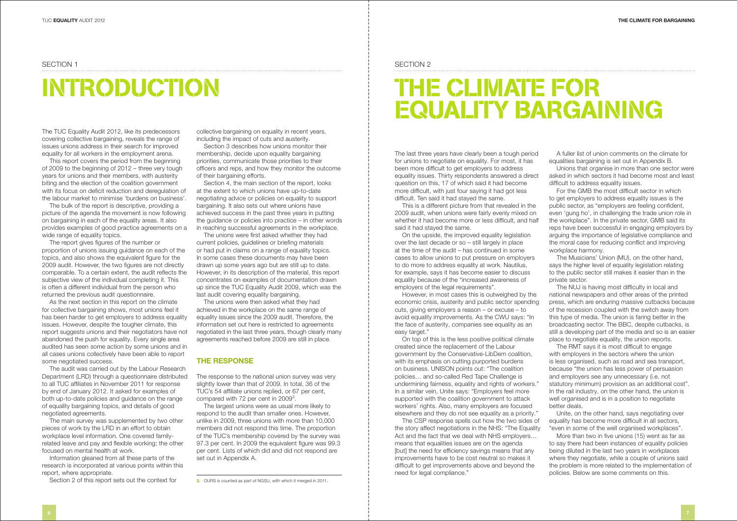SECTION 1

# INTRODUCTION

The TUC Equality Audit 2012, like its predecessors covering collective bargaining, reveals the range of issues unions address in their search for improved equality for all workers in the employment arena.

This report covers the period from the beginning of 2009 to the beginning of 2012 – three very tough years for unions and their members, with austerity biting and the election of the coalition government with its focus on deficit reduction and deregulation of the labour market to minimise 'burdens on business'.

The bulk of the report is descriptive, providing a picture of the agenda the movement is now following on bargaining in each of the equality areas. It also provides examples of good practice agreements on a wide range of equality topics.

The report gives figures of the number or proportion of unions issuing guidance on each of the topics, and also shows the equivalent figure for the 2009 audit. However, the two figures are not directly comparable. To a certain extent, the audit reflects the subjective view of the individual completing it. This is often a different individual from the person who returned the previous audit questionnaire.

As the next section in this report on the climate for collective bargaining shows, most unions feel it has been harder to get employers to address equality issues. However, despite the tougher climate, this report suggests unions and their negotiators have not abandoned the push for equality. Every single area audited has seen some action by some unions and in all cases unions collectively have been able to report some negotiated success.

The audit was carried out by the Labour Research Department (LRD) through a questionnaire distributed to all TUC affiliates in November 2011 for response by end of January 2012. It asked for examples of both up-to-date policies and guidance on the range of equality bargaining topics, and details of good negotiated agreements.

The main survey was supplemented by two other pieces of work by the LRD in an effort to obtain workplace level information. One covered family-related leave and pay and flexible working; the other focused on mental health at work.

Information gleaned from all these parts of the research is incorporated at various points within this report, where appropriate.

Section 2 of this report sets out the context for collective bargaining on equality in recent years, including the impact of cuts and austerity.

Section 3 describes how unions monitor their membership, decide upon equality bargaining priorities, communicate those priorities to their officers and reps, and how they monitor the outcome of their bargaining efforts.

Section 4, the main section of the report, looks at the extent to which unions have up-to-date negotiating advice or policies on equality to support bargaining. It also sets out where unions have achieved success in the past three years in putting the guidance or policies into practice – in other words in reaching successful agreements in the workplace.

The unions were first asked whether they had current policies, guidelines or briefing materials or had put in claims on a range of equality topics. In some cases these documents may have been drawn up some years ago but are still up to date. However, in its description of the material, this report concentrates on examples of documentation drawn up since the TUC Equality Audit 2009, which was the last audit covering equality bargaining.

The unions were then asked what they had achieved in the workplace on the same range of equality issues since the 2009 audit. Therefore, the information set out here is restricted to agreements negotiated in the last three years, though clearly many agreements reached before 2009 are still in place.

## THE RESPONSE

The response to the national union survey was very slightly lower than that of 2009. In total, 36 of the TUC's 54 affiliate unions replied, or 67 per cent, compared with 72 per cent in 2009[3].

The largest unions were as usual more likely to respond to the audit than smaller ones. However, unlike in 2009, three unions with more than 10,000 members did not respond this time. The proportion of the TUC's membership covered by the survey was 97.3 per cent. In 2009 the equivalent figure was 99.3 per cent. Lists of which did and did not respond are set out in Appendix A.

3. OURS is counted as part of NGSU, with which it merged in 2011.

SECTION 2

# THE CLIMATE FOR EQUALITY BARGAINING

The last three years have clearly been a tough period for unions to negotiate on equality. For most, it has been more difficult to get employers to address equality issues. Thirty respondents answered a direct question on this, 17 of which said it had become more difficult, with just four saying it had got less difficult. Ten said it had stayed the same.

This is a different picture from that revealed in the 2009 audit, when unions were fairly evenly mixed on whether it had become more or less difficult, and half said it had stayed the same.

On the upside, the improved equality legislation over the last decade or so – still largely in place at the time of the audit – has continued in some cases to allow unions to put pressure on employers to do more to address equality at work. Nautilus, for example, says it has become easier to discuss equality because of the "increased awareness of employers of the legal requirements".

However, in most cases this is outweighed by the economic crisis, austerity and public sector spending cuts, giving employers a reason – or excuse – to avoid equality improvements. As the CWU says: "In the face of austerity, companies see equality as an easy target."

On top of this is the less positive political climate created since the replacement of the Labour government by the Conservative-LibDem coalition, with its emphasis on cutting purported burdens on business. UNISON points out: "The coalition policies… and so-called Red Tape Challenge is undermining fairness, equality and rights of workers." In a similar vein, Unite says: "Employers feel more supported with the coalition government to attack workers' rights. Also, many employers are focused elsewhere and they do not see equality as a priority."

The CSP response spells out how the two sides of the story affect negotiations in the NHS: "The Equality Act and the fact that we deal with NHS employers… means that equalities issues are on the agenda [but] the need for efficiency savings means that any improvements have to be cost neutral so makes it difficult to get improvements above and beyond the need for legal compliance."

A fuller list of union comments on the climate for equalities bargaining is set out in Appendix B.

Unions that organise in more than one sector were asked in which sectors it had become most and least difficult to address equality issues.

For the GMB the most difficult sector in which to get employers to address equality issues is the public sector, as "employers are feeling confident, even 'gung ho', in challenging the trade union role in the workplace". In the private sector, GMB said its reps have been successful in engaging employers by arguing the importance of legislative compliance and the moral case for reducing conflict and improving workplace harmony.

The Musicians' Union (MU), on the other hand, says the higher level of equality legislation relating to the public sector still makes it easier than in the private sector.

The NUJ is having most difficulty in local and national newspapers and other areas of the printed press, which are enduring massive cutbacks because of the recession coupled with the switch away from this type of media. The union is faring better in the broadcasting sector. The BBC, despite cutbacks, is still a developing part of the media and so is an easier place to negotiate equality, the union reports.

The RMT says it is most difficult to engage with employers in the sectors where the union is less organised, such as road and sea transport, because "the union has less power of persuasion and employers see any unnecessary (i.e. not statutory minimum) provision as an additional cost". In the rail industry, on the other hand, the union is well organised and is in a position to negotiate better deals.

Unite, on the other hand, says negotiating over equality has become more difficult in all sectors, "even in some of the well organised workplaces".

More than two in five unions (15) went as far as to say there had been instances of equality policies being diluted in the last two years in workplaces where they negotiate, while a couple of unions said the problem is more related to the implementation of policies. Below are some comments on this.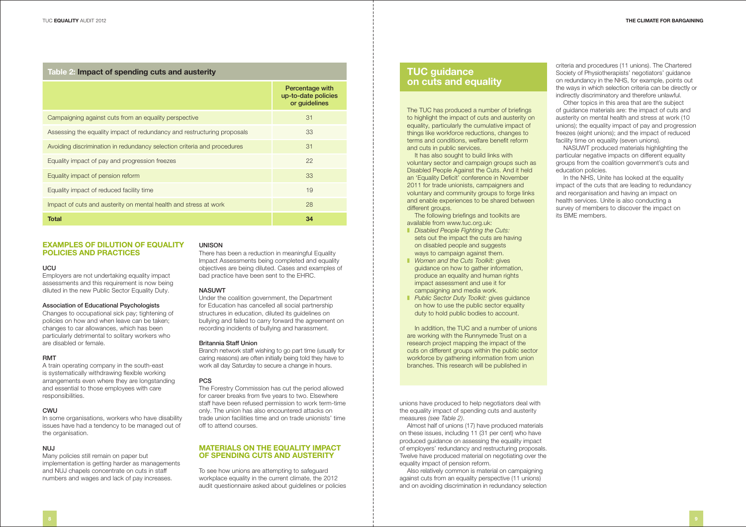## Table 2: Impact of spending cuts and austerity

| | Percentage with up-to-date policies or guidelines |
|---|---|
| Campaigning against cuts from an equality perspective | 31 |
| Assessing the equality impact of redundancy and restructuring proposals | 33 |
| Avoiding discrimination in redundancy selection criteria and procedures | 31 |
| Equality impact of pay and progression freezes | 22 |
| Equality impact of pension reform | 33 |
| Equality impact of reduced facility time | 19 |
| Impact of cuts and austerity on mental health and stress at work | 28 |
| **Total** | **34** |

## EXAMPLES OF DILUTION OF EQUALITY POLICIES AND PRACTICES

**UCU**
Employers are not undertaking equality impact assessments and this requirement is now being diluted in the new Public Sector Equality Duty.

**Association of Educational Psychologists**
Changes to occupational sick pay; tightening of policies on how and when leave can be taken; changes to car allowances, which has been particularly detrimental to solitary workers who are disabled or female.

**RMT**
A train operating company in the south-east is systematically withdrawing flexible working arrangements even where they are longstanding and essential to those employees with care responsibilities.

**CWU**
In some organisations, workers who have disability issues have had a tendency to be managed out of the organisation.

**NUJ**
Many policies still remain on paper but implementation is getting harder as managements and NUJ chapels concentrate on cuts in staff numbers and wages and lack of pay increases.

**UNISON**
There has been a reduction in meaningful Equality Impact Assessments being completed and equality objectives are being diluted. Cases and examples of bad practice have been sent to the EHRC.

**NASUWT**
Under the coalition government, the Department for Education has cancelled all social partnership structures in education, diluted its guidelines on bullying and failed to carry forward the agreement on recording incidents of bullying and harassment.

**Britannia Staff Union**
Branch network staff wishing to go part time (usually for caring reasons) are often initially being told they have to work all day Saturday to secure a change in hours.

**PCS**
The Forestry Commission has cut the period allowed for career breaks from five years to two. Elsewhere staff have been refused permission to work term-time only. The union has also encountered attacks on trade union facilities time and on trade unionists' time off to attend courses.

## MATERIALS ON THE EQUALITY IMPACT OF SPENDING CUTS AND AUSTERITY

To see how unions are attempting to safeguard workplace equality in the current climate, the 2012 audit questionnaire asked about guidelines or policies unions have produced to help negotiators deal with the equality impact of spending cuts and austerity measures *(see Table 2)*.

Almost half of unions (17) have produced materials on these issues, including 11 (31 per cent) who have produced guidance on assessing the equality impact of employers' redundancy and restructuring proposals. Twelve have produced material on negotiating over the equality impact of pension reform.

Also relatively common is material on campaigning against cuts from an equality perspective (11 unions) and on avoiding discrimination in redundancy selection criteria and procedures (11 unions). The Chartered Society of Physiotherapists' negotiators' guidance on redundancy in the NHS, for example, points out the ways in which selection criteria can be directly or indirectly discriminatory and therefore unlawful.

Other topics in this area that are the subject of guidance materials are: the impact of cuts and austerity on mental health and stress at work (10 unions); the equality impact of pay and progression freezes (eight unions); and the impact of reduced facility time on equality (seven unions).

NASUWT produced materials highlighting the particular negative impacts on different equality groups from the coalition government's cuts and education policies.

In the NHS, Unite has looked at the equality impact of the cuts that are leading to redundancy and reorganisation and having an impact on health services. Unite is also conducting a survey of members to discover the impact on its BME members.

## TUC guidance on cuts and equality

The TUC has produced a number of briefings to highlight the impact of cuts and austerity on equality, particularly the cumulative impact of things like workforce reductions, changes to terms and conditions, welfare benefit reform and cuts in public services.

It has also sought to build links with voluntary sector and campaign groups such as Disabled People Against the Cuts. And it held an 'Equality Deficit' conference in November 2011 for trade unionists, campaigners and voluntary and community groups to forge links and enable experiences to be shared between different groups.

The following briefings and toolkits are available from www.tuc.org.uk:

- *Disabled People Fighting the Cuts:* sets out the impact the cuts are having on disabled people and suggests ways to campaign against them.
- *Women and the Cuts Toolkit:* gives guidance on how to gather information, produce an equality and human rights impact assessment and use it for campaigning and media work.
- *Public Sector Duty Toolkit:* gives guidance on how to use the public sector equality duty to hold public bodies to account.

In addition, the TUC and a number of unions are working with the Runnymede Trust on a research project mapping the impact of the cuts on different groups within the public sector workforce by gathering information from union branches. This research will be published in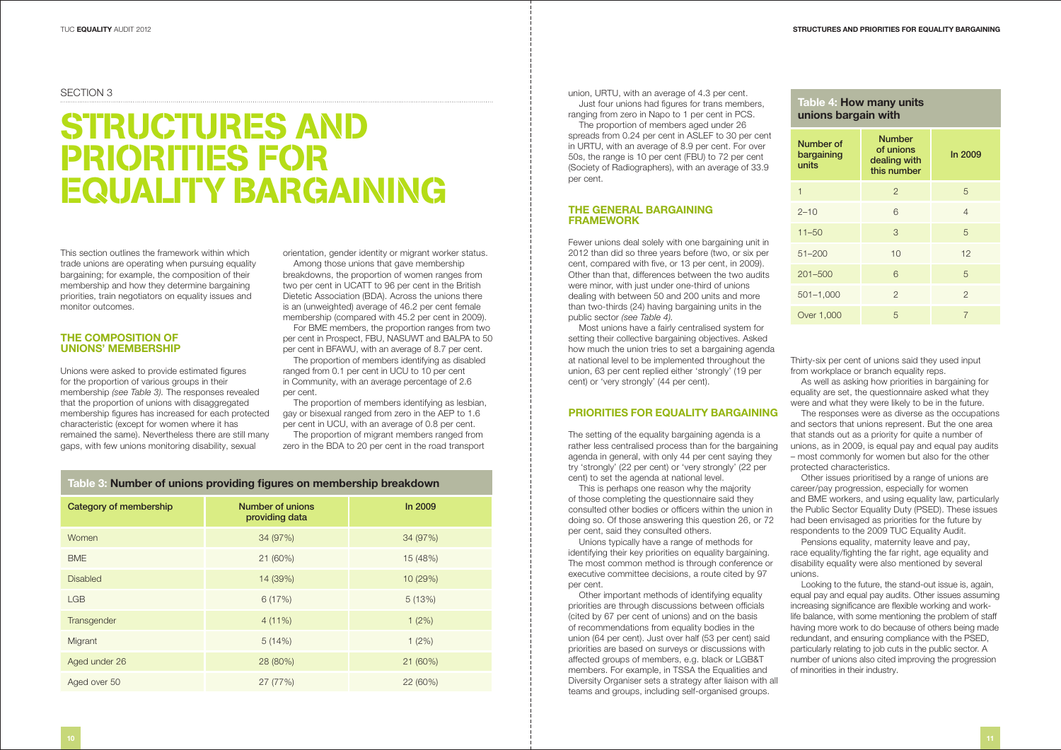SECTION 3

# STRUCTURES AND PRIORITIES FOR EQUALITY BARGAINING

This section outlines the framework within which trade unions are operating when pursuing equality bargaining; for example, the composition of their membership and how they determine bargaining priorities, train negotiators on equality issues and monitor outcomes.

## THE COMPOSITION OF UNIONS' MEMBERSHIP

Unions were asked to provide estimated figures for the proportion of various groups in their membership *(see Table 3)*. The responses revealed that the proportion of unions with disaggregated membership figures has increased for each protected characteristic (except for women where it has remained the same). Nevertheless there are still many gaps, with few unions monitoring disability, sexual orientation, gender identity or migrant worker status.

Among those unions that gave membership breakdowns, the proportion of women ranges from two per cent in UCATT to 96 per cent in the British Dietetic Association (BDA). Across the unions there is an (unweighted) average of 46.2 per cent female membership (compared with 45.2 per cent in 2009).

For BME members, the proportion ranges from two per cent in Prospect, FBU, NASUWT and BALPA to 50 per cent in BFAWU, with an average of 8.7 per cent.

The proportion of members identifying as disabled ranged from 0.1 per cent in UCU to 10 per cent in Community, with an average percentage of 2.6 per cent.

The proportion of members identifying as lesbian, gay or bisexual ranged from zero in the AEP to 1.6 per cent in UCU, with an average of 0.8 per cent.

The proportion of migrant members ranged from zero in the BDA to 20 per cent in the road transport union, URTU, with an average of 4.3 per cent.

Just four unions had figures for trans members, ranging from zero in Napo to 1 per cent in PCS.

The proportion of members aged under 26 spreads from 0.24 per cent in ASLEF to 30 per cent in URTU, with an average of 8.9 per cent. For over 50s, the range is 10 per cent (FBU) to 72 per cent (Society of Radiographers), with an average of 33.9 per cent.

**Table 3: Number of unions providing figures on membership breakdown**

| Category of membership | Number of unions providing data | In 2009 |
|---|---|---|
| Women | 34 (97%) | 34 (97%) |
| BME | 21 (60%) | 15 (48%) |
| Disabled | 14 (39%) | 10 (29%) |
| LGB | 6 (17%) | 5 (13%) |
| Transgender | 4 (11%) | 1 (2%) |
| Migrant | 5 (14%) | 1 (2%) |
| Aged under 26 | 28 (80%) | 21 (60%) |
| Aged over 50 | 27 (77%) | 22 (60%) |

## THE GENERAL BARGAINING FRAMEWORK

Fewer unions deal solely with one bargaining unit in 2012 than did so three years before (two, or six per cent, compared with five, or 13 per cent, in 2009). Other than that, differences between the two audits were minor, with just under one-third of unions dealing with between 50 and 200 units and more than two-thirds (24) having bargaining units in the public sector *(see Table 4)*.

Most unions have a fairly centralised system for setting their collective bargaining objectives. Asked how much the union tries to set a bargaining agenda at national level to be implemented throughout the union, 63 per cent replied either 'strongly' (19 per cent) or 'very strongly' (44 per cent).

**Table 4: How many units unions bargain with**

| Number of bargaining units | Number of unions dealing with this number | In 2009 |
|---|---|---|
| 1 | 2 | 5 |
| 2–10 | 6 | 4 |
| 11–50 | 3 | 5 |
| 51–200 | 10 | 12 |
| 201–500 | 6 | 5 |
| 501–1,000 | 2 | 2 |
| Over 1,000 | 5 | 7 |

## PRIORITIES FOR EQUALITY BARGAINING

The setting of the equality bargaining agenda is a rather less centralised process than for the bargaining agenda in general, with only 44 per cent saying they try 'strongly' (22 per cent) or 'very strongly' (22 per cent) to set the agenda at national level.

This is perhaps one reason why the majority of those completing the questionnaire said they consulted other bodies or officers within the union in doing so. Of those answering this question 26, or 72 per cent, said they consulted others.

Unions typically have a range of methods for identifying their key priorities on equality bargaining. The most common method is through conference or executive committee decisions, a route cited by 97 per cent.

Other important methods of identifying equality priorities are through discussions between officials (cited by 67 per cent of unions) and on the basis of recommendations from equality bodies in the union (64 per cent). Just over half (53 per cent) said priorities are based on surveys or discussions with affected groups of members, e.g. black or LGB&T members. For example, in TSSA the Equalities and Diversity Organiser sets a strategy after liaison with all teams and groups, including self-organised groups.

Thirty-six per cent of unions said they used input from workplace or branch equality reps.

As well as asking how priorities in bargaining for equality are set, the questionnaire asked what they were and what they were likely to be in the future.

The responses were as diverse as the occupations and sectors that unions represent. But the one area that stands out as a priority for quite a number of unions, as in 2009, is equal pay and equal pay audits – most commonly for women but also for the other protected characteristics.

Other issues prioritised by a range of unions are career/pay progression, especially for women and BME workers, and using equality law, particularly the Public Sector Equality Duty (PSED). These issues had been envisaged as priorities for the future by respondents to the 2009 TUC Equality Audit.

Pensions equality, maternity leave and pay, race equality/fighting the far right, age equality and disability equality were also mentioned by several unions.

Looking to the future, the stand-out issue is, again, equal pay and equal pay audits. Other issues assuming increasing significance are flexible working and work-life balance, with some mentioning the problem of staff having more work to do because of others being made redundant, and ensuring compliance with the PSED, particularly relating to job cuts in the public sector. A number of unions also cited improving the progression of minorities in their industry.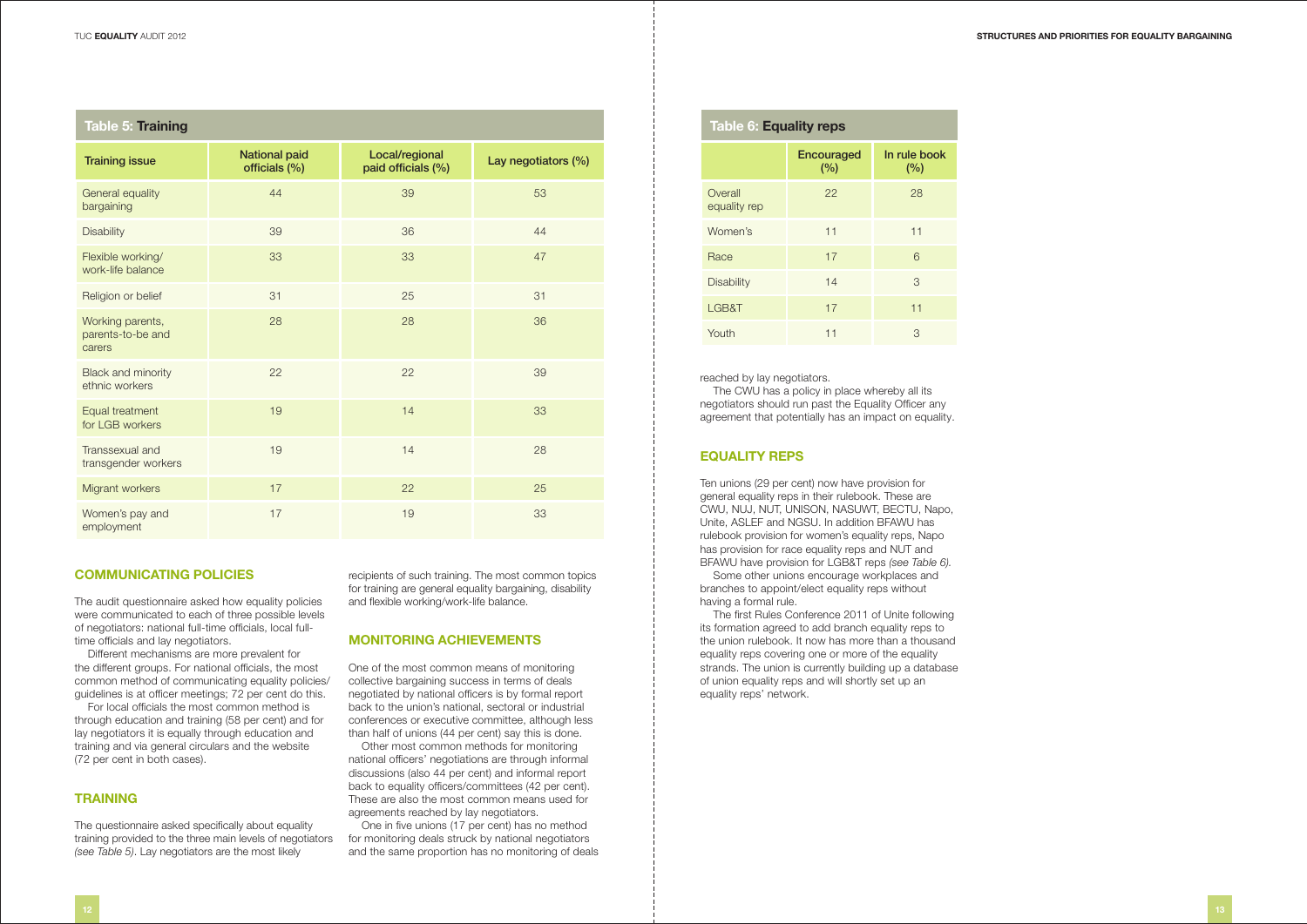**Table 5: Training**

| Training issue | National paid officials (%) | Local/regional paid officials (%) | Lay negotiators (%) |
|---|---|---|---|
| General equality bargaining | 44 | 39 | 53 |
| Disability | 39 | 36 | 44 |
| Flexible working/ work-life balance | 33 | 33 | 47 |
| Religion or belief | 31 | 25 | 31 |
| Working parents, parents-to-be and carers | 28 | 28 | 36 |
| Black and minority ethnic workers | 22 | 22 | 39 |
| Equal treatment for LGB workers | 19 | 14 | 33 |
| Transsexual and transgender workers | 19 | 14 | 28 |
| Migrant workers | 17 | 22 | 25 |
| Women's pay and employment | 17 | 19 | 33 |

## COMMUNICATING POLICIES

The audit questionnaire asked how equality policies were communicated to each of three possible levels of negotiators: national full-time officials, local full-time officials and lay negotiators.

Different mechanisms are more prevalent for the different groups. For national officials, the most common method of communicating equality policies/guidelines is at officer meetings; 72 per cent do this.

For local officials the most common method is through education and training (58 per cent) and for lay negotiators it is equally through education and training and via general circulars and the website (72 per cent in both cases).

## TRAINING

The questionnaire asked specifically about equality training provided to the three main levels of negotiators *(see Table 5)*. Lay negotiators are the most likely recipients of such training. The most common topics for training are general equality bargaining, disability and flexible working/work-life balance.

## MONITORING ACHIEVEMENTS

One of the most common means of monitoring collective bargaining success in terms of deals negotiated by national officers is by formal report back to the union's national, sectoral or industrial conferences or executive committee, although less than half of unions (44 per cent) say this is done.

Other most common methods for monitoring national officers' negotiations are through informal discussions (also 44 per cent) and informal report back to equality officers/committees (42 per cent). These are also the most common means used for agreements reached by lay negotiators.

One in five unions (17 per cent) has no method for monitoring deals struck by national negotiators and the same proportion has no monitoring of deals reached by lay negotiators.

The CWU has a policy in place whereby all its negotiators should run past the Equality Officer any agreement that potentially has an impact on equality.

**Table 6: Equality reps**

| | Encouraged (%) | In rule book (%) |
|---|---|---|
| Overall equality rep | 22 | 28 |
| Women's | 11 | 11 |
| Race | 17 | 6 |
| Disability | 14 | 3 |
| LGB&T | 17 | 11 |
| Youth | 11 | 3 |

## EQUALITY REPS

Ten unions (29 per cent) now have provision for general equality reps in their rulebook. These are CWU, NUJ, NUT, UNISON, NASUWT, BECTU, Napo, Unite, ASLEF and NGSU. In addition BFAWU has rulebook provision for women's equality reps, Napo has provision for race equality reps and NUT and BFAWU have provision for LGB&T reps *(see Table 6)*.

Some other unions encourage workplaces and branches to appoint/elect equality reps without having a formal rule.

The first Rules Conference 2011 of Unite following its formation agreed to add branch equality reps to the union rulebook. It now has more than a thousand equality reps covering one or more of the equality strands. The union is currently building up a database of union equality reps and will shortly set up an equality reps' network.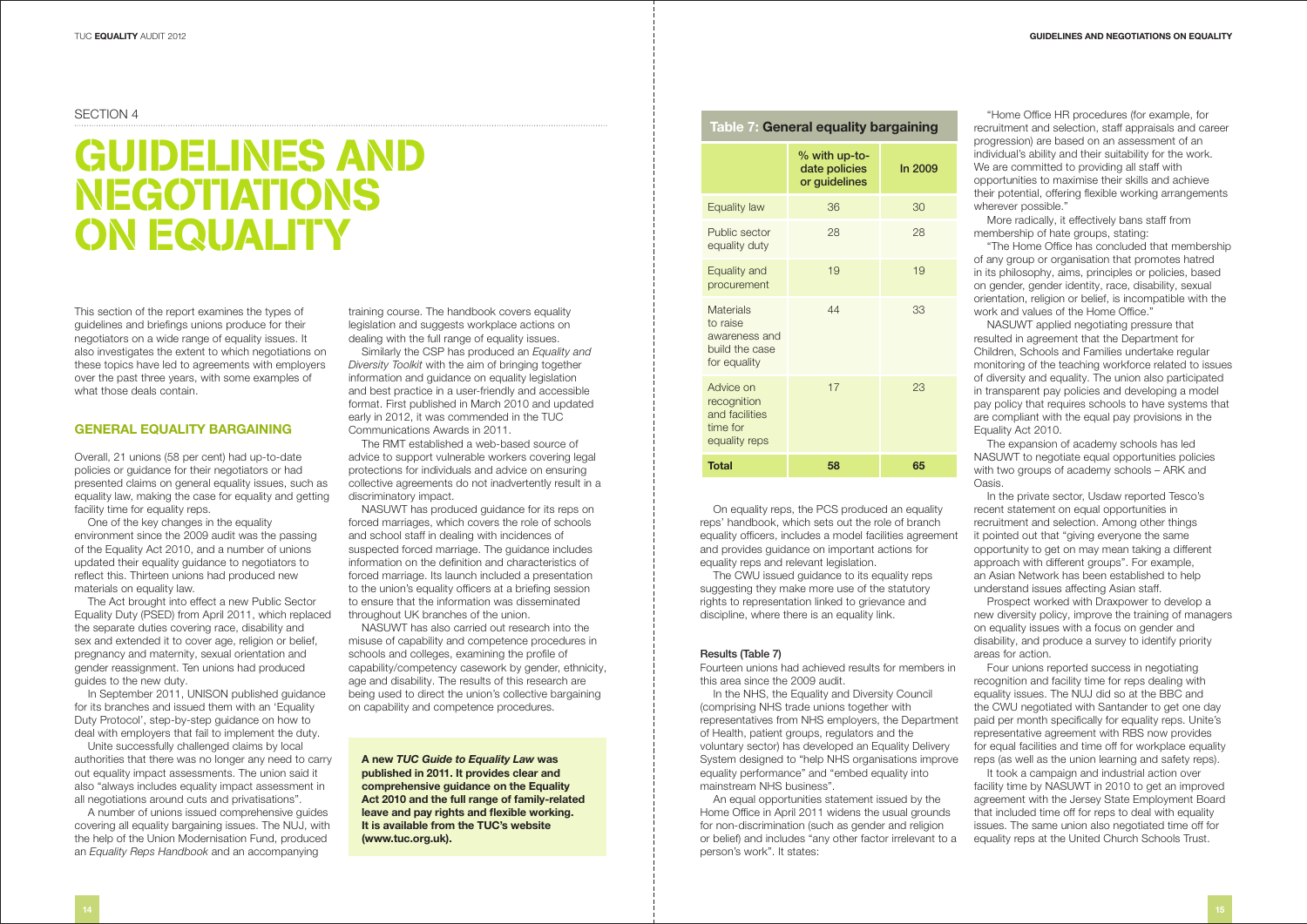SECTION 4

# GUIDELINES AND NEGOTIATIONS ON EQUALITY

This section of the report examines the types of guidelines and briefings unions produce for their negotiators on a wide range of equality issues. It also investigates the extent to which negotiations on these topics have led to agreements with employers over the past three years, with some examples of what those deals contain.

## GENERAL EQUALITY BARGAINING

Overall, 21 unions (58 per cent) had up-to-date policies or guidance for their negotiators or had presented claims on general equality issues, such as equality law, making the case for equality and getting facility time for equality reps.

One of the key changes in the equality environment since the 2009 audit was the passing of the Equality Act 2010, and a number of unions updated their equality guidance to negotiators to reflect this. Thirteen unions had produced new materials on equality law.

The Act brought into effect a new Public Sector Equality Duty (PSED) from April 2011, which replaced the separate duties covering race, disability and sex and extended it to cover age, religion or belief, pregnancy and maternity, sexual orientation and gender reassignment. Ten unions had produced guides to the new duty.

In September 2011, UNISON published guidance for its branches and issued them with an 'Equality Duty Protocol', step-by-step guidance on how to deal with employers that fail to implement the duty.

Unite successfully challenged claims by local authorities that there was no longer any need to carry out equality impact assessments. The union said it also "always includes equality impact assessment in all negotiations around cuts and privatisations".

A number of unions issued comprehensive guides covering all equality bargaining issues. The NUJ, with the help of the Union Modernisation Fund, produced an *Equality Reps Handbook* and an accompanying training course. The handbook covers equality legislation and suggests workplace actions on dealing with the full range of equality issues.

Similarly the CSP has produced an *Equality and Diversity Toolkit* with the aim of bringing together information and guidance on equality legislation and best practice in a user-friendly and accessible format. First published in March 2010 and updated early in 2012, it was commended in the TUC Communications Awards in 2011.

The RMT established a web-based source of advice to support vulnerable workers covering legal protections for individuals and advice on ensuring collective agreements do not inadvertently result in a discriminatory impact.

NASUWT has produced guidance for its reps on forced marriages, which covers the role of schools and school staff in dealing with incidences of suspected forced marriage. The guidance includes information on the definition and characteristics of forced marriage. Its launch included a presentation to the union's equality officers at a briefing session to ensure that the information was disseminated throughout UK branches of the union.

NASUWT has also carried out research into the misuse of capability and competence procedures in schools and colleges, examining the profile of capability/competency casework by gender, ethnicity, age and disability. The results of this research are being used to direct the union's collective bargaining on capability and competence procedures.

**A new *TUC Guide to Equality Law* was published in 2011. It provides clear and comprehensive guidance on the Equality Act 2010 and the full range of family-related leave and pay rights and flexible working. It is available from the TUC's website (www.tuc.org.uk).**

**Table 7: General equality bargaining**

| | % with up-to-date policies or guidelines | In 2009 |
|---|---|---|
| Equality law | 36 | 30 |
| Public sector equality duty | 28 | 28 |
| Equality and procurement | 19 | 19 |
| Materials to raise awareness and build the case for equality | 44 | 33 |
| Advice on recognition and facilities time for equality reps | 17 | 23 |
| **Total** | **58** | **65** |

On equality reps, the PCS produced an equality reps' handbook, which sets out the role of branch equality officers, includes a model facilities agreement and provides guidance on important actions for equality reps and relevant legislation.

The CWU issued guidance to its equality reps suggesting they make more use of the statutory rights to representation linked to grievance and discipline, where there is an equality link.

### Results (Table 7)

Fourteen unions had achieved results for members in this area since the 2009 audit.

In the NHS, the Equality and Diversity Council (comprising NHS trade unions together with representatives from NHS employers, the Department of Health, patient groups, regulators and the voluntary sector) has developed an Equality Delivery System designed to "help NHS organisations improve equality performance" and "embed equality into mainstream NHS business".

An equal opportunities statement issued by the Home Office in April 2011 widens the usual grounds for non-discrimination (such as gender and religion or belief) and includes "any other factor irrelevant to a person's work". It states:

"Home Office HR procedures (for example, for recruitment and selection, staff appraisals and career progression) are based on an assessment of an individual's ability and their suitability for the work. We are committed to providing all staff with opportunities to maximise their skills and achieve their potential, offering flexible working arrangements wherever possible."

More radically, it effectively bans staff from membership of hate groups, stating:

"The Home Office has concluded that membership of any group or organisation that promotes hatred in its philosophy, aims, principles or policies, based on gender, gender identity, race, disability, sexual orientation, religion or belief, is incompatible with the work and values of the Home Office."

NASUWT applied negotiating pressure that resulted in agreement that the Department for Children, Schools and Families undertake regular monitoring of the teaching workforce related to issues of diversity and equality. The union also participated in transparent pay policies and developing a model pay policy that requires schools to have systems that are compliant with the equal pay provisions in the Equality Act 2010.

The expansion of academy schools has led NASUWT to negotiate equal opportunities policies with two groups of academy schools – ARK and Oasis.

In the private sector, Usdaw reported Tesco's recent statement on equal opportunities in recruitment and selection. Among other things it pointed out that "giving everyone the same opportunity to get on may mean taking a different approach with different groups". For example, an Asian Network has been established to help understand issues affecting Asian staff.

Prospect worked with Draxpower to develop a new diversity policy, improve the training of managers on equality issues with a focus on gender and disability, and produce a survey to identify priority areas for action.

Four unions reported success in negotiating recognition and facility time for reps dealing with equality issues. The NUJ did so at the BBC and the CWU negotiated with Santander to get one day paid per month specifically for equality reps. Unite's representative agreement with RBS now provides for equal facilities and time off for workplace equality reps (as well as the union learning and safety reps).

It took a campaign and industrial action over facility time by NASUWT in 2010 to get an improved agreement with the Jersey State Employment Board that included time off for reps to deal with equality issues. The same union also negotiated time off for equality reps at the United Church Schools Trust.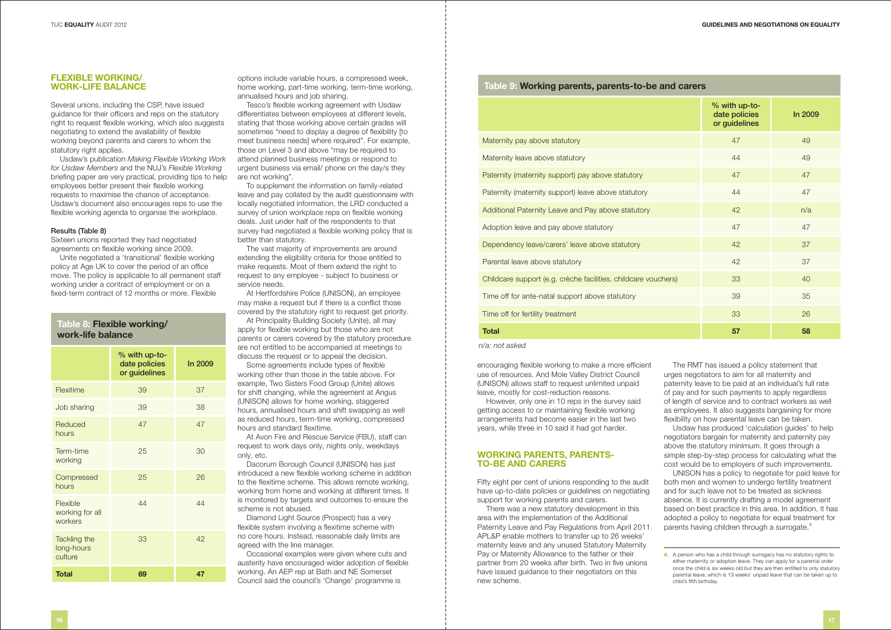## FLEXIBLE WORKING/ WORK-LIFE BALANCE

Several unions, including the CSP, have issued guidance for their officers and reps on the statutory right to request flexible working, which also suggests negotiating to extend the availability of flexible working beyond parents and carers to whom the statutory right applies.

Usdaw's publication *Making Flexible Working Work for Usdaw Members* and the NUJ's *Flexible Working* briefing paper are very practical, providing tips to help employees better present their flexible working requests to maximise the chance of acceptance. Usdaw's document also encourages reps to use the flexible working agenda to organise the workplace.

#### Results (Table 8)

Sixteen unions reported they had negotiated agreements on flexible working since 2009.

Unite negotiated a 'transitional' flexible working policy at Age UK to cover the period of an office move. The policy is applicable to all permanent staff working under a contract of employment or on a fixed-term contract of 12 months or more. Flexible options include variable hours, a compressed week, home working, part-time working, term-time working, annualised hours and job sharing.

**Table 8: Flexible working/ work-life balance**

| | % with up-to-date policies or guidelines | In 2009 |
|---|---|---|
| Flexitime | 39 | 37 |
| Job sharing | 39 | 38 |
| Reduced hours | 47 | 47 |
| Term-time working | 25 | 30 |
| Compressed hours | 25 | 26 |
| Flexible working for all workers | 44 | 44 |
| Tackling the long-hours culture | 33 | 42 |
| **Total** | **69** | **47** |

Tesco's flexible working agreement with Usdaw differentiates between employees at different levels, stating that those working above certain grades will sometimes "need to display a degree of flexibility [to meet business needs] where required". For example, those on Level 3 and above "may be required to attend planned business meetings or respond to urgent business via email/ phone on the day/s they are not working".

To supplement the information on family-related leave and pay collated by the audit questionnaire with locally negotiated information, the LRD conducted a survey of union workplace reps on flexible working deals. Just under half of the respondents to that survey had negotiated a flexible working policy that is better than statutory.

The vast majority of improvements are around extending the eligibility criteria for those entitled to make requests. Most of them extend the right to request to any employee - subject to business or service needs.

At Hertfordshire Police (UNISON), an employee may make a request but if there is a conflict those covered by the statutory right to request get priority.

At Principality Building Society (Unite), all may apply for flexible working but those who are not parents or carers covered by the statutory procedure are not entitled to be accompanied at meetings to discuss the request or to appeal the decision.

Some agreements include types of flexible working other than those in the table above. For example, Two Sisters Food Group (Unite) allows for shift changing, while the agreement at Angus (UNISON) allows for home working, staggered hours, annualised hours and shift swapping as well as reduced hours, term-time working, compressed hours and standard flexitime.

At Avon Fire and Rescue Service (FBU), staff can request to work days only, nights only, weekdays only, etc.

Dacorum Borough Council (UNISON) has just introduced a new flexible working scheme in addition to the flexitime scheme. This allows remote working, working from home and working at different times. It is monitored by targets and outcomes to ensure the scheme is not abused.

Diamond Light Source (Prospect) has a very flexible system involving a flexitime scheme with no core hours. Instead, reasonable daily limits are agreed with the line manager.

Occasional examples were given where cuts and austerity have encouraged wider adoption of flexible working. An AEP rep at Bath and NE Somerset Council said the council's 'Change' programme is encouraging flexible working to make a more efficient use of resources. And Mole Valley District Council (UNISON) allows staff to request unlimited unpaid leave, mostly for cost-reduction reasons.

However, only one in 10 reps in the survey said getting access to or maintaining flexible working arrangements had become easier in the last two years, while three in 10 said it had got harder.

**Table 9: Working parents, parents-to-be and carers**

| | % with up-to-date policies or guidelines | In 2009 |
|---|---|---|
| Maternity pay above statutory | 47 | 49 |
| Maternity leave above statutory | 44 | 49 |
| Paternity (maternity support) pay above statutory | 47 | 47 |
| Paternity (maternity support) leave above statutory | 44 | 47 |
| Additional Paternity Leave and Pay above statutory | 42 | n/a |
| Adoption leave and pay above statutory | 47 | 47 |
| Dependency leave/carers' leave above statutory | 42 | 37 |
| Parental leave above statutory | 42 | 37 |
| Childcare support (e.g. crèche facilities, childcare vouchers) | 33 | 40 |
| Time off for ante-natal support above statutory | 39 | 35 |
| Time off for fertility treatment | 33 | 26 |
| **Total** | **57** | **58** |

*n/a: not asked*

## WORKING PARENTS, PARENTS-TO-BE AND CARERS

Fifty eight per cent of unions responding to the audit have up-to-date policies or guidelines on negotiating support for working parents and carers.

There was a new statutory development in this area with the implementation of the Additional Paternity Leave and Pay Regulations from April 2011. APL&P enable mothers to transfer up to 26 weeks' maternity leave and any unused Statutory Maternity Pay or Maternity Allowance to the father or their partner from 20 weeks after birth. Two in five unions have issued guidance to their negotiators on this new scheme.

The RMT has issued a policy statement that urges negotiators to aim for all maternity and paternity leave to be paid at an individual's full rate of pay and for such payments to apply regardless of length of service and to contract workers as well as employees. It also suggests bargaining for more flexibility on how parental leave can be taken.

Usdaw has produced 'calculation guides' to help negotiators bargain for maternity and paternity pay above the statutory minimum. It goes through a simple step-by-step process for calculating what the cost would be to employers of such improvements.

UNISON has a policy to negotiate for paid leave for both men and women to undergo fertility treatment and for such leave not to be treated as sickness absence. It is currently drafting a model agreement based on best practice in this area. In addition, it has adopted a policy to negotiate for equal treatment for parents having children through a surrogate.[4]

4. A person who has a child through surrogacy has no statutory rights to either maternity or adoption leave. They can apply for a parental order once the child is six weeks old but they are then entitled to only statutory parental leave, which is 13 weeks' unpaid leave that can be taken up to child's fifth birthday.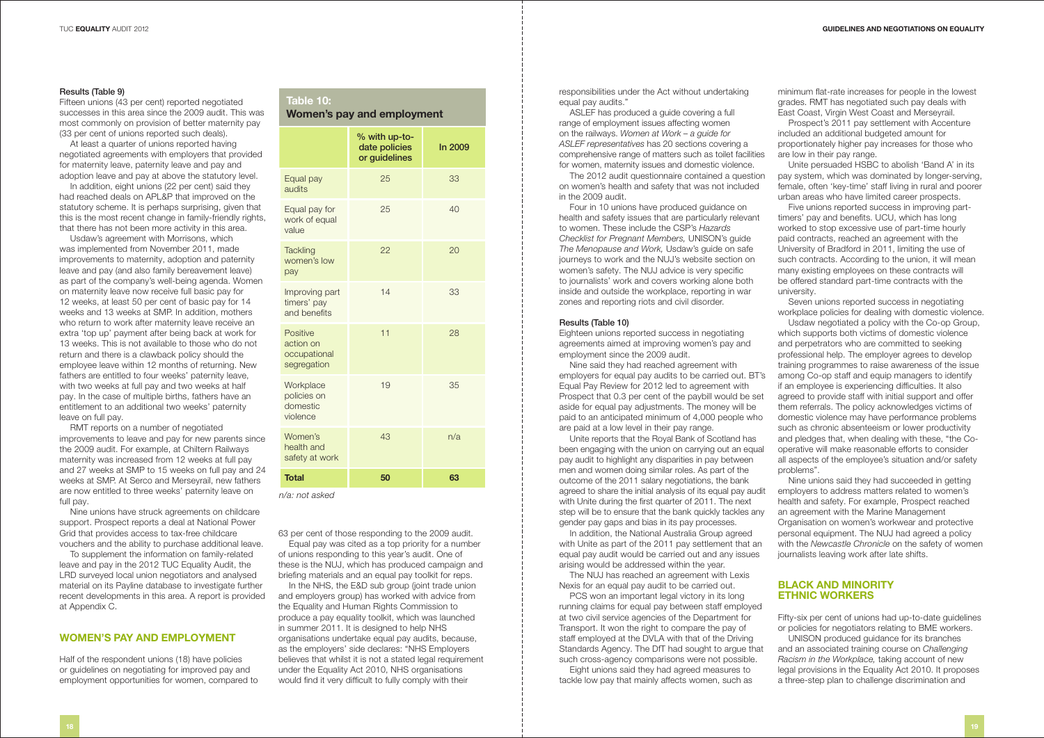#### Results (Table 9)

Fifteen unions (43 per cent) reported negotiated successes in this area since the 2009 audit. This was most commonly on provision of better maternity pay (33 per cent of unions reported such deals).

At least a quarter of unions reported having negotiated agreements with employers that provided for maternity leave, paternity leave and pay and adoption leave and pay at above the statutory level.

In addition, eight unions (22 per cent) said they had reached deals on APL&P that improved on the statutory scheme. It is perhaps surprising, given that this is the most recent change in family-friendly rights, that there has not been more activity in this area.

Usdaw's agreement with Morrisons, which was implemented from November 2011, made improvements to maternity, adoption and paternity leave and pay (and also family bereavement leave) as part of the company's well-being agenda. Women on maternity leave now receive full basic pay for 12 weeks, at least 50 per cent of basic pay for 14 weeks and 13 weeks at SMP. In addition, mothers who return to work after maternity leave receive an extra 'top up' payment after being back at work for 13 weeks. This is not available to those who do not return and there is a clawback policy should the employee leave within 12 months of returning. New fathers are entitled to four weeks' paternity leave, with two weeks at full pay and two weeks at half pay. In the case of multiple births, fathers have an entitlement to an additional two weeks' paternity leave on full pay.

RMT reports on a number of negotiated improvements to leave and pay for new parents since the 2009 audit. For example, at Chiltern Railways maternity was increased from 12 weeks at full pay and 27 weeks at SMP to 15 weeks on full pay and 24 weeks at SMP. At Serco and Merseyrail, new fathers are now entitled to three weeks' paternity leave on full pay.

Nine unions have struck agreements on childcare support. Prospect reports a deal at National Power Grid that provides access to tax-free childcare vouchers and the ability to purchase additional leave.

To supplement the information on family-related leave and pay in the 2012 TUC Equality Audit, the LRD surveyed local union negotiators and analysed material on its Payline database to investigate further recent developments in this area. A report is provided at Appendix C.

## WOMEN'S PAY AND EMPLOYMENT

Half of the respondent unions (18) have policies or guidelines on negotiating for improved pay and employment opportunities for women, compared to 63 per cent of those responding to the 2009 audit.

Equal pay was cited as a top priority for a number of unions responding to this year's audit. One of these is the NUJ, which has produced campaign and briefing materials and an equal pay toolkit for reps.

In the NHS, the E&D sub group (joint trade union and employers group) has worked with advice from the Equality and Human Rights Commission to produce a pay equality toolkit, which was launched in summer 2011. It is designed to help NHS organisations undertake equal pay audits, because, as the employers' side declares: "NHS Employers believes that whilst it is not a stated legal requirement under the Equality Act 2010, NHS organisations would find it very difficult to fully comply with their responsibilities under the Act without undertaking equal pay audits."

**Table 10: Women's pay and employment**

| | % with up-to-date policies or guidelines | In 2009 |
|---|---|---|
| Equal pay audits | 25 | 33 |
| Equal pay for work of equal value | 25 | 40 |
| Tackling women's low pay | 22 | 20 |
| Improving part timers' pay and benefits | 14 | 33 |
| Positive action on occupational segregation | 11 | 28 |
| Workplace policies on domestic violence | 19 | 35 |
| Women's health and safety at work | 43 | n/a |
| **Total** | **50** | **63** |

*n/a: not asked*

ASLEF has produced a guide covering a full range of employment issues affecting women on the railways. *Women at Work – a guide for ASLEF representatives* has 20 sections covering a comprehensive range of matters such as toilet facilities for women, maternity issues and domestic violence.

The 2012 audit questionnaire contained a question on women's health and safety that was not included in the 2009 audit.

Four in 10 unions have produced guidance on health and safety issues that are particularly relevant to women. These include the CSP's *Hazards Checklist for Pregnant Members,* UNISON's guide *The Menopause and Work,* Usdaw's guide on safe journeys to work and the NUJ's website section on women's safety. The NUJ advice is very specific to journalists' work and covers working alone both inside and outside the workplace, reporting in war zones and reporting riots and civil disorder.

#### Results (Table 10)

Eighteen unions reported success in negotiating agreements aimed at improving women's pay and employment since the 2009 audit.

Nine said they had reached agreement with employers for equal pay audits to be carried out. BT's Equal Pay Review for 2012 led to agreement with Prospect that 0.3 per cent of the paybill would be set aside for equal pay adjustments. The money will be paid to an anticipated minimum of 4,000 people who are paid at a low level in their pay range.

Unite reports that the Royal Bank of Scotland has been engaging with the union on carrying out an equal pay audit to highlight any disparities in pay between men and women doing similar roles. As part of the outcome of the 2011 salary negotiations, the bank agreed to share the initial analysis of its equal pay audit with Unite during the first quarter of 2011. The next step will be to ensure that the bank quickly tackles any gender pay gaps and bias in its pay processes.

In addition, the National Australia Group agreed with Unite as part of the 2011 pay settlement that an equal pay audit would be carried out and any issues arising would be addressed within the year.

The NUJ has reached an agreement with Lexis Nexis for an equal pay audit to be carried out.

PCS won an important legal victory in its long running claims for equal pay between staff employed at two civil service agencies of the Department for Transport. It won the right to compare the pay of staff employed at the DVLA with that of the Driving Standards Agency. The DfT had sought to argue that such cross-agency comparisons were not possible.

Eight unions said they had agreed measures to tackle low pay that mainly affects women, such as minimum flat-rate increases for people in the lowest grades. RMT has negotiated such pay deals with East Coast, Virgin West Coast and Merseyrail.

Prospect's 2011 pay settlement with Accenture included an additional budgeted amount for proportionately higher pay increases for those who are low in their pay range.

Unite persuaded HSBC to abolish 'Band A' in its pay system, which was dominated by longer-serving, female, often 'key-time' staff living in rural and poorer urban areas who have limited career prospects.

Five unions reported success in improving part-timers' pay and benefits. UCU, which has long worked to stop excessive use of part-time hourly paid contracts, reached an agreement with the University of Bradford in 2011, limiting the use of such contracts. According to the union, it will mean many existing employees on these contracts will be offered standard part-time contracts with the university.

Seven unions reported success in negotiating workplace policies for dealing with domestic violence.

Usdaw negotiated a policy with the Co-op Group, which supports both victims of domestic violence and perpetrators who are committed to seeking professional help. The employer agrees to develop training programmes to raise awareness of the issue among Co-op staff and equip managers to identify if an employee is experiencing difficulties. It also agreed to provide staff with initial support and offer them referrals. The policy acknowledges victims of domestic violence may have performance problems such as chronic absenteeism or lower productivity and pledges that, when dealing with these, "the Co-operative will make reasonable efforts to consider all aspects of the employee's situation and/or safety problems".

Nine unions said they had succeeded in getting employers to address matters related to women's health and safety. For example, Prospect reached an agreement with the Marine Management Organisation on women's workwear and protective personal equipment. The NUJ had agreed a policy with the *Newcastle Chronicle* on the safety of women journalists leaving work after late shifts.

## BLACK AND MINORITY ETHNIC WORKERS

Fifty-six per cent of unions had up-to-date guidelines or policies for negotiators relating to BME workers.

UNISON produced guidance for its branches and an associated training course on *Challenging Racism in the Workplace,* taking account of new legal provisions in the Equality Act 2010. It proposes a three-step plan to challenge discrimination and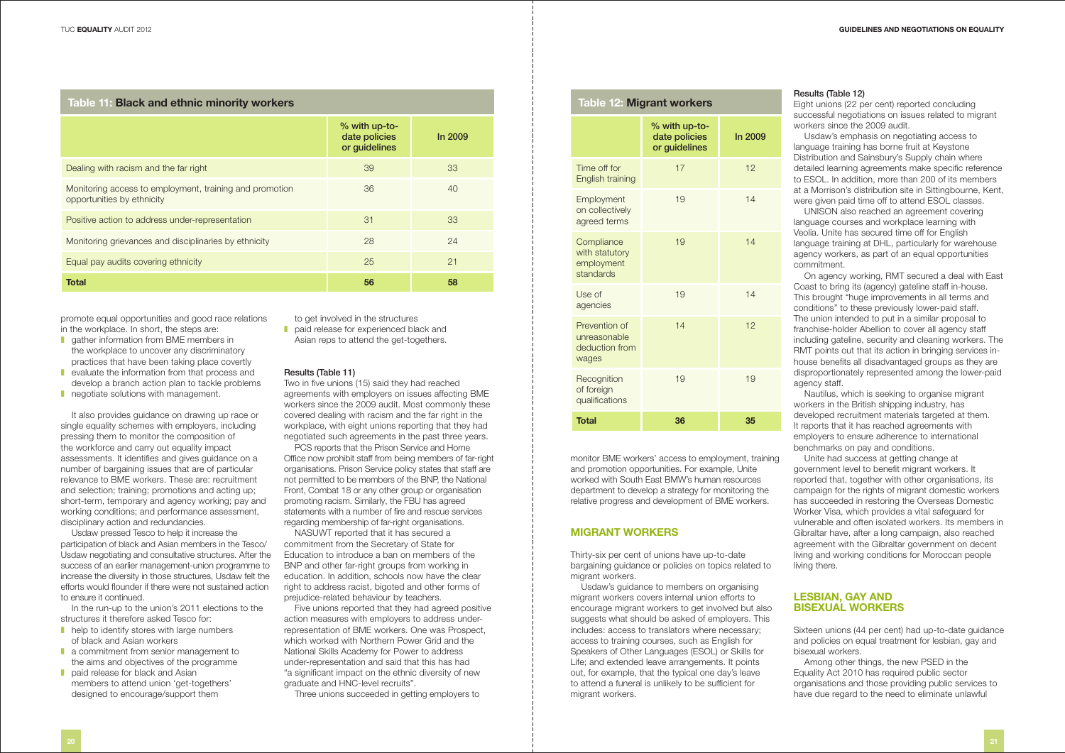## Table 11: Black and ethnic minority workers

| | % with up-to-date policies or guidelines | In 2009 |
|---|---|---|
| Dealing with racism and the far right | 39 | 33 |
| Monitoring access to employment, training and promotion opportunities by ethnicity | 36 | 40 |
| Positive action to address under-representation | 31 | 33 |
| Monitoring grievances and disciplinaries by ethnicity | 28 | 24 |
| Equal pay audits covering ethnicity | 25 | 21 |
| **Total** | **56** | **58** |

promote equal opportunities and good race relations in the workplace. In short, the steps are:

- gather information from BME members in the workplace to uncover any discriminatory practices that have been taking place covertly
- evaluate the information from that process and develop a branch action plan to tackle problems
- negotiate solutions with management.

It also provides guidance on drawing up race or single equality schemes with employers, including pressing them to monitor the composition of the workforce and carry out equality impact assessments. It identifies and gives guidance on a number of bargaining issues that are of particular relevance to BME workers. These are: recruitment and selection; training; promotions and acting up; short-term, temporary and agency working; pay and working conditions; and performance assessment, disciplinary action and redundancies.

Usdaw pressed Tesco to help it increase the participation of black and Asian members in the Tesco/Usdaw negotiating and consultative structures. After the success of an earlier management-union programme to increase the diversity in those structures, Usdaw felt the efforts would flounder if there were not sustained action to ensure it continued.

In the run-up to the union's 2011 elections to the structures it therefore asked Tesco for:

- help to identify stores with large numbers of black and Asian workers
- a commitment from senior management to the aims and objectives of the programme
- paid release for black and Asian members to attend union 'get-togethers' designed to encourage/support them to get involved in the structures
- paid release for experienced black and Asian reps to attend the get-togethers.

### Results (Table 11)

Two in five unions (15) said they had reached agreements with employers on issues affecting BME workers since the 2009 audit. Most commonly these covered dealing with racism and the far right in the workplace, with eight unions reporting that they had negotiated such agreements in the past three years.

PCS reports that the Prison Service and Home Office now prohibit staff from being members of far-right organisations. Prison Service policy states that staff are not permitted to be members of the BNP, the National Front, Combat 18 or any other group or organisation promoting racism. Similarly, the FBU has agreed statements with a number of fire and rescue services regarding membership of far-right organisations.

NASUWT reported that it has secured a commitment from the Secretary of State for Education to introduce a ban on members of the BNP and other far-right groups from working in education. In addition, schools now have the clear right to address racist, bigoted and other forms of prejudice-related behaviour by teachers.

Five unions reported that they had agreed positive action measures with employers to address under-representation of BME workers. One was Prospect, which worked with Northern Power Grid and the National Skills Academy for Power to address under-representation and said that this has had "a significant impact on the ethnic diversity of new graduate and HNC-level recruits".

Three unions succeeded in getting employers to monitor BME workers' access to employment, training and promotion opportunities. For example, Unite worked with South East BMW's human resources department to develop a strategy for monitoring the relative progress and development of BME workers.

## Table 12: Migrant workers

| | % with up-to-date policies or guidelines | In 2009 |
|---|---|---|
| Time off for English training | 17 | 12 |
| Employment on collectively agreed terms | 19 | 14 |
| Compliance with statutory employment standards | 19 | 14 |
| Use of agencies | 19 | 14 |
| Prevention of unreasonable deduction from wages | 14 | 12 |
| Recognition of foreign qualifications | 19 | 19 |
| **Total** | **36** | **35** |

## MIGRANT WORKERS

Thirty-six per cent of unions have up-to-date bargaining guidance or policies on topics related to migrant workers.

Usdaw's guidance to members on organising migrant workers covers internal union efforts to encourage migrant workers to get involved but also suggests what should be asked of employers. This includes: access to translators where necessary; access to training courses, such as English for Speakers of Other Languages (ESOL) or Skills for Life; and extended leave arrangements. It points out, for example, that the typical one day's leave to attend a funeral is unlikely to be sufficient for migrant workers.

### Results (Table 12)

Eight unions (22 per cent) reported concluding successful negotiations on issues related to migrant workers since the 2009 audit.

Usdaw's emphasis on negotiating access to language training has borne fruit at Keystone Distribution and Sainsbury's Supply chain where detailed learning agreements make specific reference to ESOL. In addition, more than 200 of its members at a Morrison's distribution site in Sittingbourne, Kent, were given paid time off to attend ESOL classes.

UNISON also reached an agreement covering language courses and workplace learning with Veolia. Unite has secured time off for English language training at DHL, particularly for warehouse agency workers, as part of an equal opportunities commitment.

On agency working, RMT secured a deal with East Coast to bring its (agency) gateline staff in-house. This brought "huge improvements in all terms and conditions" to these previously lower-paid staff. The union intended to put in a similar proposal to franchise-holder Abellion to cover all agency staff including gateline, security and cleaning workers. The RMT points out that its action in bringing services in-house benefits all disadvantaged groups as they are disproportionately represented among the lower-paid agency staff.

Nautilus, which is seeking to organise migrant workers in the British shipping industry, has developed recruitment materials targeted at them. It reports that it has reached agreements with employers to ensure adherence to international benchmarks on pay and conditions.

Unite had success at getting change at government level to benefit migrant workers. It reported that, together with other organisations, its campaign for the rights of migrant domestic workers has succeeded in restoring the Overseas Domestic Worker Visa, which provides a vital safeguard for vulnerable and often isolated workers. Its members in Gibraltar have, after a long campaign, also reached agreement with the Gibraltar government on decent living and working conditions for Moroccan people living there.

## LESBIAN, GAY AND BISEXUAL WORKERS

Sixteen unions (44 per cent) had up-to-date guidance and policies on equal treatment for lesbian, gay and bisexual workers.

Among other things, the new PSED in the Equality Act 2010 has required public sector organisations and those providing public services to have due regard to the need to eliminate unlawful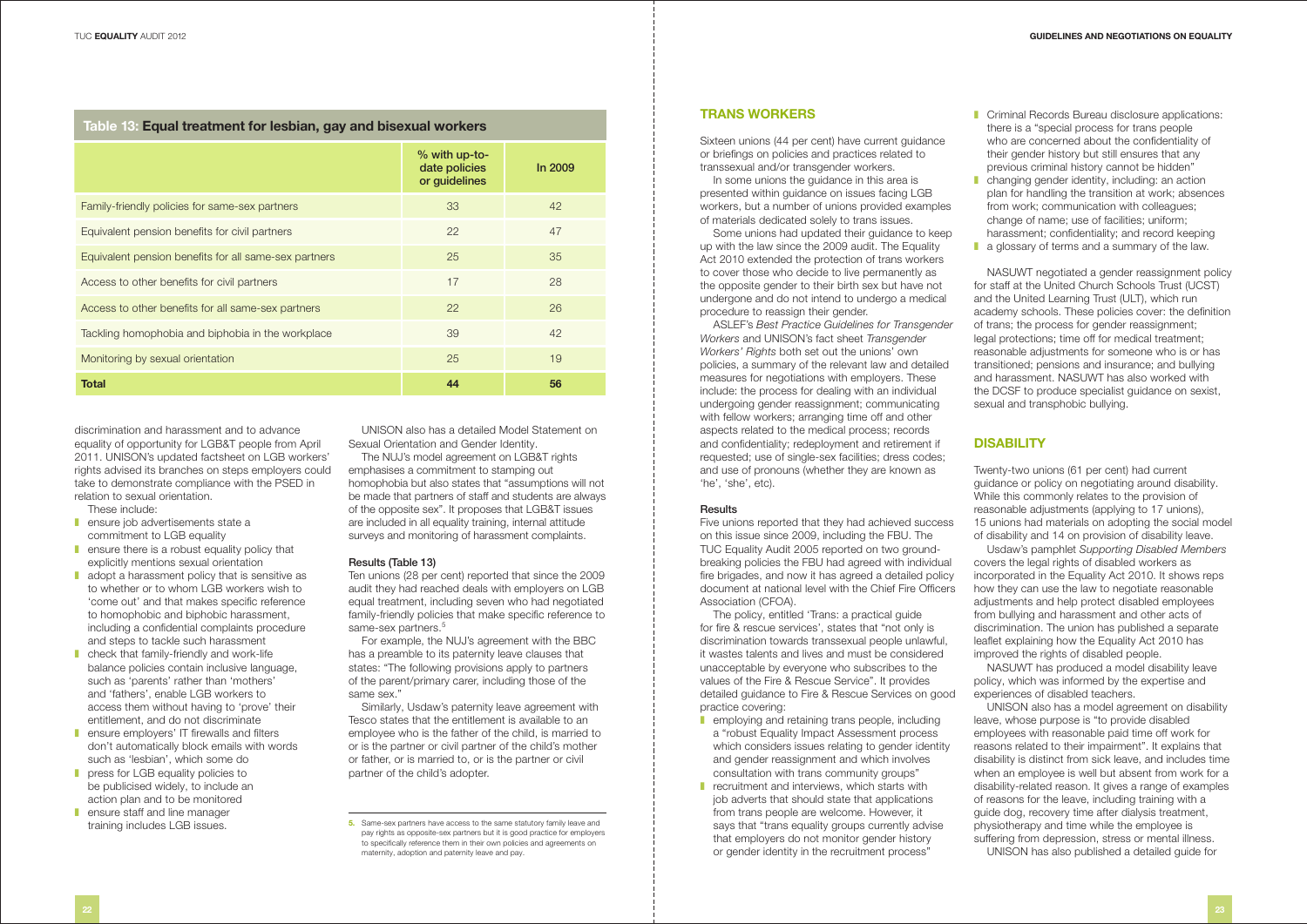## Table 13: Equal treatment for lesbian, gay and bisexual workers

| | % with up-to-date policies or guidelines | In 2009 |
|---|---|---|
| Family-friendly policies for same-sex partners | 33 | 42 |
| Equivalent pension benefits for civil partners | 22 | 47 |
| Equivalent pension benefits for all same-sex partners | 25 | 35 |
| Access to other benefits for civil partners | 17 | 28 |
| Access to other benefits for all same-sex partners | 22 | 26 |
| Tackling homophobia and biphobia in the workplace | 39 | 42 |
| Monitoring by sexual orientation | 25 | 19 |
| **Total** | **44** | **56** |

discrimination and harassment and to advance equality of opportunity for LGB&T people from April 2011. UNISON's updated factsheet on LGB workers' rights advised its branches on steps employers could take to demonstrate compliance with the PSED in relation to sexual orientation.

These include:

- ensure job advertisements state a commitment to LGB equality
- ensure there is a robust equality policy that explicitly mentions sexual orientation
- adopt a harassment policy that is sensitive as to whether or to whom LGB workers wish to 'come out' and that makes specific reference to homophobic and biphobic harassment, including a confidential complaints procedure and steps to tackle such harassment
- check that family-friendly and work-life balance policies contain inclusive language, such as 'parents' rather than 'mothers' and 'fathers', enable LGB workers to access them without having to 'prove' their entitlement, and do not discriminate
- ensure employers' IT firewalls and filters don't automatically block emails with words such as 'lesbian', which some do
- press for LGB equality policies to be publicised widely, to include an action plan and to be monitored
- ensure staff and line manager training includes LGB issues.

UNISON also has a detailed Model Statement on Sexual Orientation and Gender Identity.

The NUJ's model agreement on LGB&T rights emphasises a commitment to stamping out homophobia but also states that "assumptions will not be made that partners of staff and students are always of the opposite sex". It proposes that LGB&T issues are included in all equality training, internal attitude surveys and monitoring of harassment complaints.

### Results (Table 13)

Ten unions (28 per cent) reported that since the 2009 audit they had reached deals with employers on LGB equal treatment, including seven who had negotiated family-friendly policies that make specific reference to same-sex partners.[5]

For example, the NUJ's agreement with the BBC has a preamble to its paternity leave clauses that states: "The following provisions apply to partners of the parent/primary carer, including those of the same sex."

Similarly, Usdaw's paternity leave agreement with Tesco states that the entitlement is available to an employee who is the father of the child, is married to or is the partner or civil partner of the child's mother or father, or is married to, or is the partner or civil partner of the child's adopter.

5. Same-sex partners have access to the same statutory family leave and pay rights as opposite-sex partners but it is good practice for employers to specifically reference them in their own policies and agreements on maternity, adoption and paternity leave and pay.

## TRANS WORKERS

Sixteen unions (44 per cent) have current guidance or briefings on policies and practices related to transsexual and/or transgender workers.

In some unions the guidance in this area is presented within guidance on issues facing LGB workers, but a number of unions provided examples of materials dedicated solely to trans issues.

Some unions had updated their guidance to keep up with the law since the 2009 audit. The Equality Act 2010 extended the protection of trans workers to cover those who decide to live permanently as the opposite gender to their birth sex but have not undergone and do not intend to undergo a medical procedure to reassign their gender.

ASLEF's *Best Practice Guidelines for Transgender Workers* and UNISON's fact sheet *Transgender Workers' Rights* both set out the unions' own policies, a summary of the relevant law and detailed measures for negotiations with employers. These include: the process for dealing with an individual undergoing gender reassignment; communicating with fellow workers; arranging time off and other aspects related to the medical process; records and confidentiality; redeployment and retirement if requested; use of single-sex facilities; dress codes; and use of pronouns (whether they are known as 'he', 'she', etc).

### Results

Five unions reported that they had achieved success on this issue since 2009, including the FBU. The TUC Equality Audit 2005 reported on two ground-breaking policies the FBU had agreed with individual fire brigades, and now it has agreed a detailed policy document at national level with the Chief Fire Officers Association (CFOA).

The policy, entitled 'Trans: a practical guide for fire & rescue services', states that "not only is discrimination towards transsexual people unlawful, it wastes talents and lives and must be considered unacceptable by everyone who subscribes to the values of the Fire & Rescue Service". It provides detailed guidance to Fire & Rescue Services on good practice covering:

- employing and retaining trans people, including a "robust Equality Impact Assessment process which considers issues relating to gender identity and gender reassignment and which involves consultation with trans community groups"
- recruitment and interviews, which starts with job adverts that should state that applications from trans people are welcome. However, it says that "trans equality groups currently advise that employers do not monitor gender history or gender identity in the recruitment process"
- Criminal Records Bureau disclosure applications: there is a "special process for trans people who are concerned about the confidentiality of their gender history but still ensures that any previous criminal history cannot be hidden"
- changing gender identity, including: an action plan for handling the transition at work; absences from work; communication with colleagues; change of name; use of facilities; uniform; harassment; confidentiality; and record keeping
- a glossary of terms and a summary of the law.

NASUWT negotiated a gender reassignment policy for staff at the United Church Schools Trust (UCST) and the United Learning Trust (ULT), which run academy schools. These policies cover: the definition of trans; the process for gender reassignment; legal protections; time off for medical treatment; reasonable adjustments for someone who is or has transitioned; pensions and insurance; and bullying and harassment. NASUWT has also worked with the DCSF to produce specialist guidance on sexist, sexual and transphobic bullying.

## DISABILITY

Twenty-two unions (61 per cent) had current guidance or policy on negotiating around disability. While this commonly relates to the provision of reasonable adjustments (applying to 17 unions), 15 unions had materials on adopting the social model of disability and 14 on provision of disability leave.

Usdaw's pamphlet *Supporting Disabled Members* covers the legal rights of disabled workers as incorporated in the Equality Act 2010. It shows reps how they can use the law to negotiate reasonable adjustments and help protect disabled employees from bullying and harassment and other acts of discrimination. The union has published a separate leaflet explaining how the Equality Act 2010 has improved the rights of disabled people.

NASUWT has produced a model disability leave policy, which was informed by the expertise and experiences of disabled teachers.

UNISON also has a model agreement on disability leave, whose purpose is "to provide disabled employees with reasonable paid time off work for reasons related to their impairment". It explains that disability is distinct from sick leave, and includes time when an employee is well but absent from work for a disability-related reason. It gives a range of examples of reasons for the leave, including training with a guide dog, recovery time after dialysis treatment, physiotherapy and time while the employee is suffering from depression, stress or mental illness.

UNISON has also published a detailed guide for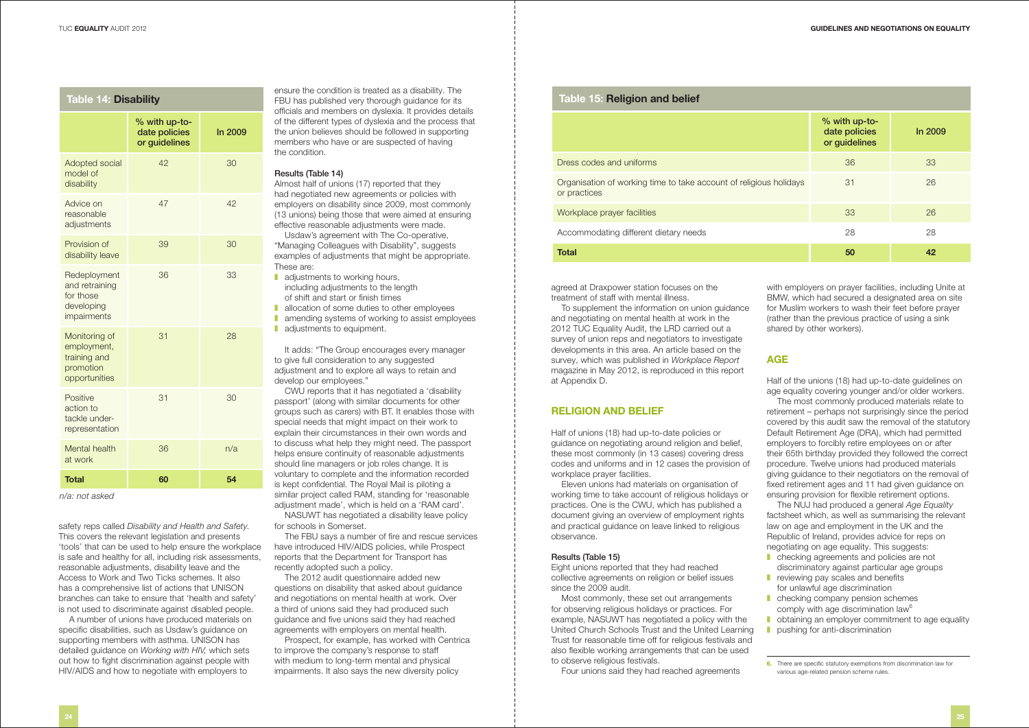**Table 14: Disability**

| | % with up-to-date policies or guidelines | In 2009 |
|---|---|---|
| Adopted social model of disability | 42 | 30 |
| Advice on reasonable adjustments | 47 | 42 |
| Provision of disability leave | 39 | 30 |
| Redeployment and retraining for those developing impairments | 36 | 33 |
| Monitoring of employment, training and promotion opportunities | 31 | 28 |
| Positive action to tackle under-representation | 31 | 30 |
| Mental health at work | 36 | n/a |
| **Total** | **60** | **54** |

*n/a: not asked*

safety reps called *Disability and Health and Safety*. This covers the relevant legislation and presents 'tools' that can be used to help ensure the workplace is safe and healthy for all, including risk assessments, reasonable adjustments, disability leave and the Access to Work and Two Ticks schemes. It also has a comprehensive list of actions that UNISON branches can take to ensure that 'health and safety' is not used to discriminate against disabled people.

A number of unions have produced materials on specific disabilities, such as Usdaw's guidance on supporting members with asthma. UNISON has detailed guidance on *Working with HIV,* which sets out how to fight discrimination against people with HIV/AIDS and how to negotiate with employers to ensure the condition is treated as a disability. The FBU has published very thorough guidance for its officials and members on dyslexia. It provides details of the different types of dyslexia and the process that the union believes should be followed in supporting members who have or are suspected of having the condition.

### Results (Table 14)

Almost half of unions (17) reported that they had negotiated new agreements or policies with employers on disability since 2009, most commonly (13 unions) being those that were aimed at ensuring effective reasonable adjustments were made.

Usdaw's agreement with The Co-operative, "Managing Colleagues with Disability", suggests examples of adjustments that might be appropriate. These are:

- adjustments to working hours, including adjustments to the length of shift and start or finish times
- allocation of some duties to other employees
- amending systems of working to assist employees
- adjustments to equipment.

It adds: "The Group encourages every manager to give full consideration to any suggested adjustment and to explore all ways to retain and develop our employees."

CWU reports that it has negotiated a 'disability passport' (along with similar documents for other groups such as carers) with BT. It enables those with special needs that might impact on their work to explain their circumstances in their own words and to discuss what help they might need. The passport helps ensure continuity of reasonable adjustments should line managers or job roles change. It is voluntary to complete and the information recorded is kept confidential. The Royal Mail is piloting a similar project called RAM, standing for 'reasonable adjustment made', which is held on a 'RAM card'.

NASUWT has negotiated a disability leave policy for schools in Somerset.

The FBU says a number of fire and rescue services have introduced HIV/AIDS policies, while Prospect reports that the Department for Transport has recently adopted such a policy.

The 2012 audit questionnaire added new questions on disability that asked about guidance and negotiations on mental health at work. Over a third of unions said they had produced such guidance and five unions said they had reached agreements with employers on mental health.

Prospect, for example, has worked with Centrica to improve the company's response to staff with medium to long-term mental and physical impairments. It also says the new diversity policy agreed at Draxpower station focuses on the treatment of staff with mental illness.

To supplement the information on union guidance and negotiating on mental health at work in the 2012 TUC Equality Audit, the LRD carried out a survey of union reps and negotiators to investigate developments in this area. An article based on the survey, which was published in *Workplace Report* magazine in May 2012, is reproduced in this report at Appendix D.

**Table 15: Religion and belief**

| | % with up-to-date policies or guidelines | In 2009 |
|---|---|---|
| Dress codes and uniforms | 36 | 33 |
| Organisation of working time to take account of religious holidays or practices | 31 | 26 |
| Workplace prayer facilities | 33 | 26 |
| Accommodating different dietary needs | 28 | 28 |
| **Total** | **50** | **42** |

## RELIGION AND BELIEF

Half of unions (18) had up-to-date policies or guidance on negotiating around religion and belief, these most commonly (in 13 cases) covering dress codes and uniforms and in 12 cases the provision of workplace prayer facilities.

Eleven unions had materials on organisation of working time to take account of religious holidays or practices. One is the CWU, which has published a document giving an overview of employment rights and practical guidance on leave linked to religious observance.

### Results (Table 15)

Eight unions reported that they had reached collective agreements on religion or belief issues since the 2009 audit.

Most commonly, these set out arrangements for observing religious holidays or practices. For example, NASUWT has negotiated a policy with the United Church Schools Trust and the United Learning Trust for reasonable time off for religious festivals and also flexible working arrangements that can be used to observe religious festivals.

Four unions said they had reached agreements with employers on prayer facilities, including Unite at BMW, which had secured a designated area on site for Muslim workers to wash their feet before prayer (rather than the previous practice of using a sink shared by other workers).

## AGE

Half of the unions (18) had up-to-date guidelines on age equality covering younger and/or older workers.

The most commonly produced materials relate to retirement – perhaps not surprisingly since the period covered by this audit saw the removal of the statutory Default Retirement Age (DRA), which had permitted employers to forcibly retire employees on or after their 65th birthday provided they followed the correct procedure. Twelve unions had produced materials giving guidance to their negotiators on the removal of fixed retirement ages and 11 had given guidance on ensuring provision for flexible retirement options.

The NUJ had produced a general *Age Equality* factsheet which, as well as summarising the relevant law on age and employment in the UK and the Republic of Ireland, provides advice for reps on negotiating on age equality. This suggests:

- checking agreements and policies are not discriminatory against particular age groups
- reviewing pay scales and benefits for unlawful age discrimination
- checking company pension schemes comply with age discrimination law[6]
- obtaining an employer commitment to age equality
- pushing for anti-discrimination

6. There are specific statutory exemptions from discrimination law for various age-related pension scheme rules.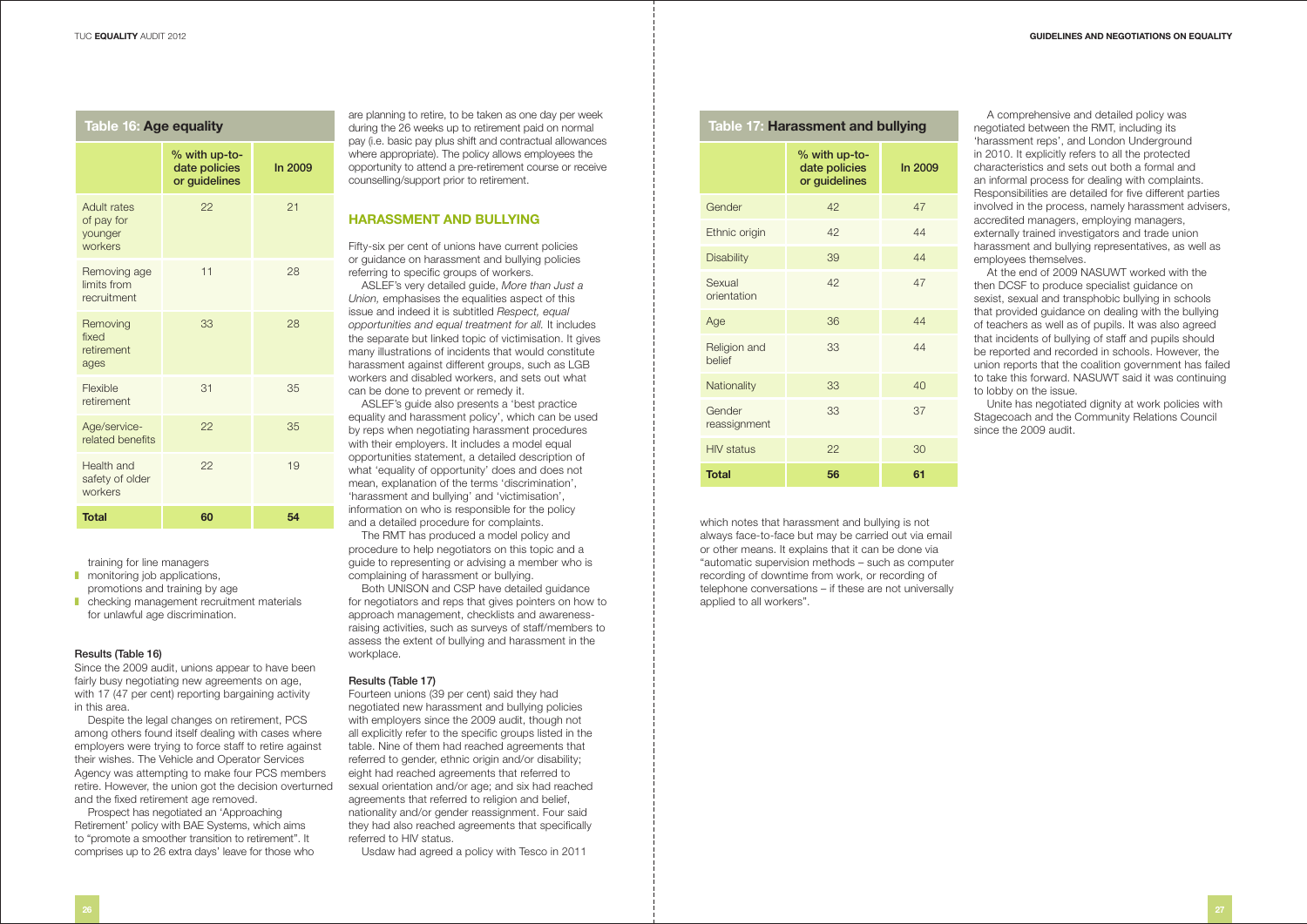## Table 16: Age equality

| | % with up-to-date policies or guidelines | In 2009 |
|---|---|---|
| Adult rates of pay for younger workers | 22 | 21 |
| Removing age limits from recruitment | 11 | 28 |
| Removing fixed retirement ages | 33 | 28 |
| Flexible retirement | 31 | 35 |
| Age/service-related benefits | 22 | 35 |
| Health and safety of older workers | 22 | 19 |
| **Total** | **60** | **54** |

training for line managers

- monitoring job applications, promotions and training by age
- checking management recruitment materials for unlawful age discrimination.

#### Results (Table 16)

Since the 2009 audit, unions appear to have been fairly busy negotiating new agreements on age, with 17 (47 per cent) reporting bargaining activity in this area.

Despite the legal changes on retirement, PCS among others found itself dealing with cases where employers were trying to force staff to retire against their wishes. The Vehicle and Operator Services Agency was attempting to make four PCS members retire. However, the union got the decision overturned and the fixed retirement age removed.

Prospect has negotiated an 'Approaching Retirement' policy with BAE Systems, which aims to "promote a smoother transition to retirement". It comprises up to 26 extra days' leave for those who are planning to retire, to be taken as one day per week during the 26 weeks up to retirement paid on normal pay (i.e. basic pay plus shift and contractual allowances where appropriate). The policy allows employees the opportunity to attend a pre-retirement course or receive counselling/support prior to retirement.

### HARASSMENT AND BULLYING

Fifty-six per cent of unions have current policies or guidance on harassment and bullying policies referring to specific groups of workers.

ASLEF's very detailed guide, *More than Just a Union,* emphasises the equalities aspect of this issue and indeed it is subtitled *Respect, equal opportunities and equal treatment for all.* It includes the separate but linked topic of victimisation. It gives many illustrations of incidents that would constitute harassment against different groups, such as LGB workers and disabled workers, and sets out what can be done to prevent or remedy it.

ASLEF's guide also presents a 'best practice equality and harassment policy', which can be used by reps when negotiating harassment procedures with their employers. It includes a model equal opportunities statement, a detailed description of what 'equality of opportunity' does and does not mean, explanation of the terms 'discrimination', 'harassment and bullying' and 'victimisation', information on who is responsible for the policy and a detailed procedure for complaints.

The RMT has produced a model policy and procedure to help negotiators on this topic and a guide to representing or advising a member who is complaining of harassment or bullying.

Both UNISON and CSP have detailed guidance for negotiators and reps that gives pointers on how to approach management, checklists and awareness-raising activities, such as surveys of staff/members to assess the extent of bullying and harassment in the workplace.

#### Results (Table 17)

Fourteen unions (39 per cent) said they had negotiated new harassment and bullying policies with employers since the 2009 audit, though not all explicitly refer to the specific groups listed in the table. Nine of them had reached agreements that referred to gender, ethnic origin and/or disability; eight had reached agreements that referred to sexual orientation and/or age; and six had reached agreements that referred to religion and belief, nationality and/or gender reassignment. Four said they had also reached agreements that specifically referred to HIV status.

Usdaw had agreed a policy with Tesco in 2011 which notes that harassment and bullying is not always face-to-face but may be carried out via email or other means. It explains that it can be done via "automatic supervision methods – such as computer recording of downtime from work, or recording of telephone conversations – if these are not universally applied to all workers".

## Table 17: Harassment and bullying

| | % with up-to-date policies or guidelines | In 2009 |
|---|---|---|
| Gender | 42 | 47 |
| Ethnic origin | 42 | 44 |
| Disability | 39 | 44 |
| Sexual orientation | 42 | 47 |
| Age | 36 | 44 |
| Religion and belief | 33 | 44 |
| Nationality | 33 | 40 |
| Gender reassignment | 33 | 37 |
| HIV status | 22 | 30 |
| **Total** | **56** | **61** |

A comprehensive and detailed policy was negotiated between the RMT, including its 'harassment reps', and London Underground in 2010. It explicitly refers to all the protected characteristics and sets out both a formal and an informal process for dealing with complaints. Responsibilities are detailed for five different parties involved in the process, namely harassment advisers, accredited managers, employing managers, externally trained investigators and trade union harassment and bullying representatives, as well as employees themselves.

At the end of 2009 NASUWT worked with the then DCSF to produce specialist guidance on sexist, sexual and transphobic bullying in schools that provided guidance on dealing with the bullying of teachers as well as of pupils. It was also agreed that incidents of bullying of staff and pupils should be reported and recorded in schools. However, the union reports that the coalition government has failed to take this forward. NASUWT said it was continuing to lobby on the issue.

Unite has negotiated dignity at work policies with Stagecoach and the Community Relations Council since the 2009 audit.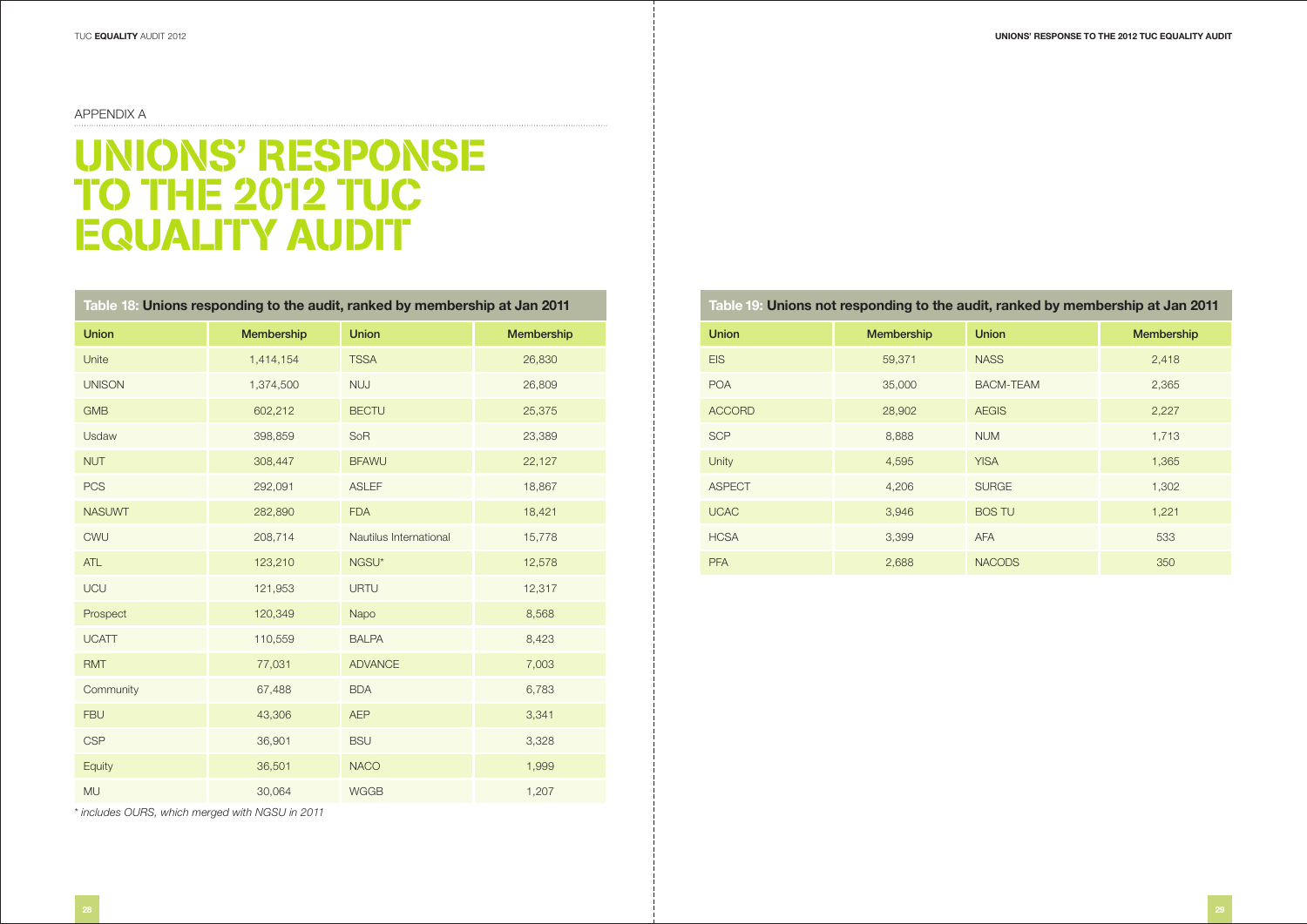APPENDIX A

# UNIONS' RESPONSE TO THE 2012 TUC EQUALITY AUDIT

**Table 18: Unions responding to the audit, ranked by membership at Jan 2011**

| Union | Membership | Union | Membership |
|---|---|---|---|
| Unite | 1,414,154 | TSSA | 26,830 |
| UNISON | 1,374,500 | NUJ | 26,809 |
| GMB | 602,212 | BECTU | 25,375 |
| Usdaw | 398,859 | SoR | 23,389 |
| NUT | 308,447 | BFAWU | 22,127 |
| PCS | 292,091 | ASLEF | 18,867 |
| NASUWT | 282,890 | FDA | 18,421 |
| CWU | 208,714 | Nautilus International | 15,778 |
| ATL | 123,210 | NGSU* | 12,578 |
| UCU | 121,953 | URTU | 12,317 |
| Prospect | 120,349 | Napo | 8,568 |
| UCATT | 110,559 | BALPA | 8,423 |
| RMT | 77,031 | ADVANCE | 7,003 |
| Community | 67,488 | BDA | 6,783 |
| FBU | 43,306 | AEP | 3,341 |
| CSP | 36,901 | BSU | 3,328 |
| Equity | 36,501 | NACO | 1,999 |
| MU | 30,064 | WGGB | 1,207 |

*\* includes OURS, which merged with NGSU in 2011*

**Table 19: Unions not responding to the audit, ranked by membership at Jan 2011**

| Union | Membership | Union | Membership |
|---|---|---|---|
| EIS | 59,371 | NASS | 2,418 |
| POA | 35,000 | BACM-TEAM | 2,365 |
| ACCORD | 28,902 | AEGIS | 2,227 |
| SCP | 8,888 | NUM | 1,713 |
| Unity | 4,595 | YISA | 1,365 |
| ASPECT | 4,206 | SURGE | 1,302 |
| UCAC | 3,946 | BOS TU | 1,221 |
| HCSA | 3,399 | AFA | 533 |
| PFA | 2,688 | NACODS | 350 |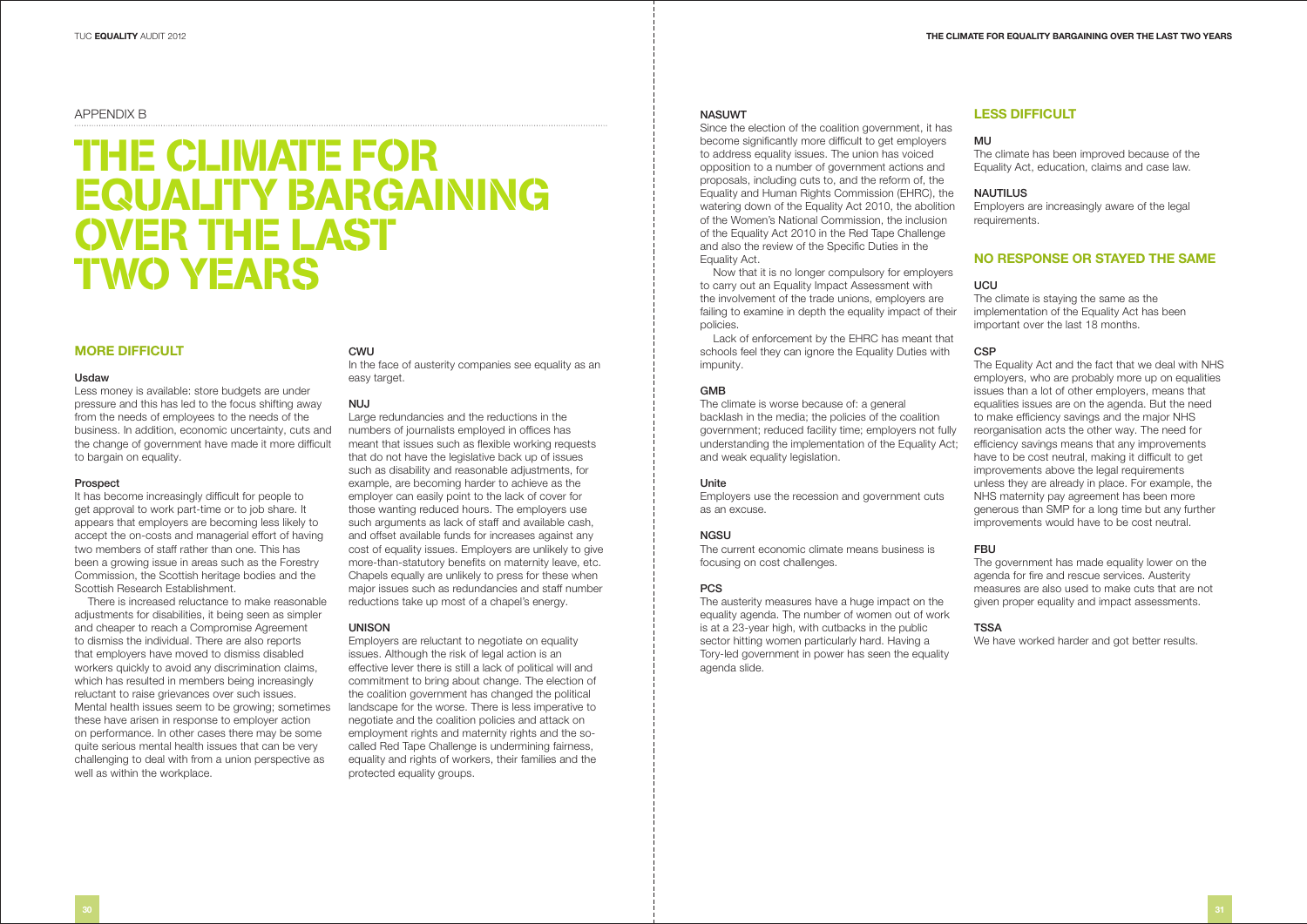APPENDIX B

# THE CLIMATE FOR EQUALITY BARGAINING OVER THE LAST TWO YEARS

## MORE DIFFICULT

### Usdaw

Less money is available: store budgets are under pressure and this has led to the focus shifting away from the needs of employees to the needs of the business. In addition, economic uncertainty, cuts and the change of government have made it more difficult to bargain on equality.

### Prospect

It has become increasingly difficult for people to get approval to work part-time or to job share. It appears that employers are becoming less likely to accept the on-costs and managerial effort of having two members of staff rather than one. This has been a growing issue in areas such as the Forestry Commission, the Scottish heritage bodies and the Scottish Research Establishment.

There is increased reluctance to make reasonable adjustments for disabilities, it being seen as simpler and cheaper to reach a Compromise Agreement to dismiss the individual. There are also reports that employers have moved to dismiss disabled workers quickly to avoid any discrimination claims, which has resulted in members being increasingly reluctant to raise grievances over such issues. Mental health issues seem to be growing; sometimes these have arisen in response to employer action on performance. In other cases there may be some quite serious mental health issues that can be very challenging to deal with from a union perspective as well as within the workplace.

### CWU

In the face of austerity companies see equality as an easy target.

### NUJ

Large redundancies and the reductions in the numbers of journalists employed in offices has meant that issues such as flexible working requests that do not have the legislative back up of issues such as disability and reasonable adjustments, for example, are becoming harder to achieve as the employer can easily point to the lack of cover for those wanting reduced hours. The employers use such arguments as lack of staff and available cash, and offset available funds for increases against any cost of equality issues. Employers are unlikely to give more-than-statutory benefits on maternity leave, etc. Chapels equally are unlikely to press for these when major issues such as redundancies and staff number reductions take up most of a chapel's energy.

### UNISON

Employers are reluctant to negotiate on equality issues. Although the risk of legal action is an effective lever there is still a lack of political will and commitment to bring about change. The election of the coalition government has changed the political landscape for the worse. There is less imperative to negotiate and the coalition policies and attack on employment rights and maternity rights and the so-called Red Tape Challenge is undermining fairness, equality and rights of workers, their families and the protected equality groups.

### NASUWT

Since the election of the coalition government, it has become significantly more difficult to get employers to address equality issues. The union has voiced opposition to a number of government actions and proposals, including cuts to, and the reform of, the Equality and Human Rights Commission (EHRC), the watering down of the Equality Act 2010, the abolition of the Women's National Commission, the inclusion of the Equality Act 2010 in the Red Tape Challenge and also the review of the Specific Duties in the Equality Act.

Now that it is no longer compulsory for employers to carry out an Equality Impact Assessment with the involvement of the trade unions, employers are failing to examine in depth the equality impact of their policies.

Lack of enforcement by the EHRC has meant that schools feel they can ignore the Equality Duties with impunity.

### GMB

The climate is worse because of: a general backlash in the media; the policies of the coalition government; reduced facility time; employers not fully understanding the implementation of the Equality Act; and weak equality legislation.

### Unite

Employers use the recession and government cuts as an excuse.

### NGSU

The current economic climate means business is focusing on cost challenges.

### PCS

The austerity measures have a huge impact on the equality agenda. The number of women out of work is at a 23-year high, with cutbacks in the public sector hitting women particularly hard. Having a Tory-led government in power has seen the equality agenda slide.

## LESS DIFFICULT

### MU

The climate has been improved because of the Equality Act, education, claims and case law.

### NAUTILUS

Employers are increasingly aware of the legal requirements.

## NO RESPONSE OR STAYED THE SAME

### UCU

The climate is staying the same as the implementation of the Equality Act has been important over the last 18 months.

### CSP

The Equality Act and the fact that we deal with NHS employers, who are probably more up on equalities issues than a lot of other employers, means that equalities issues are on the agenda. But the need to make efficiency savings and the major NHS reorganisation acts the other way. The need for efficiency savings means that any improvements have to be cost neutral, making it difficult to get improvements above the legal requirements unless they are already in place. For example, the NHS maternity pay agreement has been more generous than SMP for a long time but any further improvements would have to be cost neutral.

### FBU

The government has made equality lower on the agenda for fire and rescue services. Austerity measures are also used to make cuts that are not given proper equality and impact assessments.

### TSSA

We have worked harder and got better results.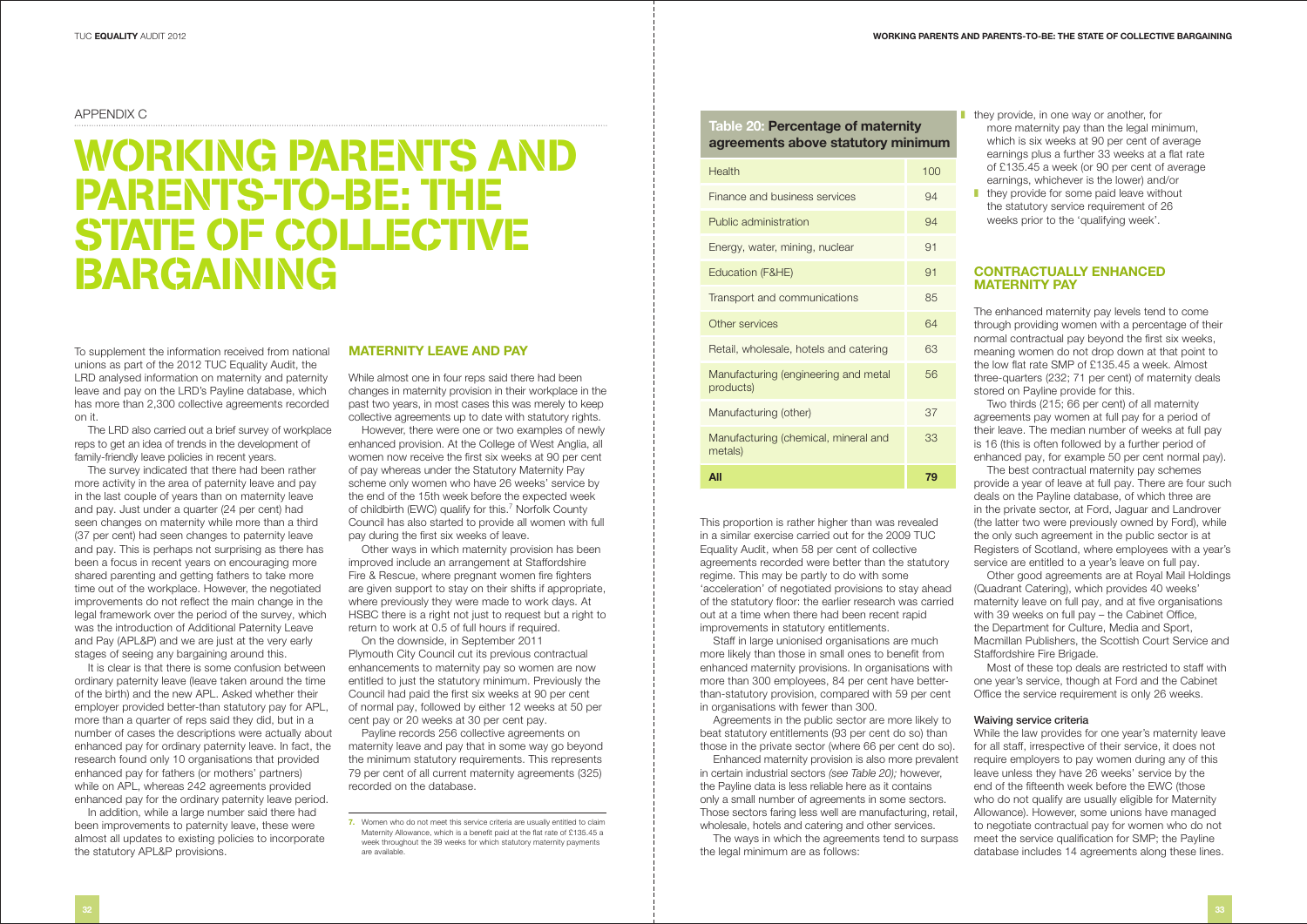APPENDIX C

# WORKING PARENTS AND PARENTS-TO-BE: THE STATE OF COLLECTIVE BARGAINING

To supplement the information received from national unions as part of the 2012 TUC Equality Audit, the LRD analysed information on maternity and paternity leave and pay on the LRD's Payline database, which has more than 2,300 collective agreements recorded on it.

The LRD also carried out a brief survey of workplace reps to get an idea of trends in the development of family-friendly leave policies in recent years.

The survey indicated that there had been rather more activity in the area of paternity leave and pay in the last couple of years than on maternity leave and pay. Just under a quarter (24 per cent) had seen changes on maternity while more than a third (37 per cent) had seen changes to paternity leave and pay. This is perhaps not surprising as there has been a focus in recent years on encouraging more shared parenting and getting fathers to take more time out of the workplace. However, the negotiated improvements do not reflect the main change in the legal framework over the period of the survey, which was the introduction of Additional Paternity Leave and Pay (APL&P) and we are just at the very early stages of seeing any bargaining around this.

It is clear is that there is some confusion between ordinary paternity leave (leave taken around the time of the birth) and the new APL. Asked whether their employer provided better-than statutory pay for APL, more than a quarter of reps said they did, but in a number of cases the descriptions were actually about enhanced pay for ordinary paternity leave. In fact, the research found only 10 organisations that provided enhanced pay for fathers (or mothers' partners) while on APL, whereas 242 agreements provided enhanced pay for the ordinary paternity leave period.

In addition, while a large number said there had been improvements to paternity leave, these were almost all updates to existing policies to incorporate the statutory APL&P provisions.

## MATERNITY LEAVE AND PAY

While almost one in four reps said there had been changes in maternity provision in their workplace in the past two years, in most cases this was merely to keep collective agreements up to date with statutory rights.

However, there were one or two examples of newly enhanced provision. At the College of West Anglia, all women now receive the first six weeks at 90 per cent of pay whereas under the Statutory Maternity Pay scheme only women who have 26 weeks' service by the end of the 15th week before the expected week of childbirth (EWC) qualify for this.[7] Norfolk County Council has also started to provide all women with full pay during the first six weeks of leave.

Other ways in which maternity provision has been improved include an arrangement at Staffordshire Fire & Rescue, where pregnant women fire fighters are given support to stay on their shifts if appropriate, where previously they were made to work days. At HSBC there is a right not just to request but a right to return to work at 0.5 of full hours if required.

On the downside, in September 2011 Plymouth City Council cut its previous contractual enhancements to maternity pay so women are now entitled to just the statutory minimum. Previously the Council had paid the first six weeks at 90 per cent of normal pay, followed by either 12 weeks at 50 per cent pay or 20 weeks at 30 per cent pay.

Payline records 256 collective agreements on maternity leave and pay that in some way go beyond the minimum statutory requirements. This represents 79 per cent of all current maternity agreements (325) recorded on the database.

7. Women who do not meet this service criteria are usually entitled to claim Maternity Allowance, which is a benefit paid at the flat rate of £135.45 a week throughout the 39 weeks for which statutory maternity payments are available.

**Table 20: Percentage of maternity agreements above statutory minimum**

| Sector | % |
|---|---|
| Health | 100 |
| Finance and business services | 94 |
| Public administration | 94 |
| Energy, water, mining, nuclear | 91 |
| Education (F&HE) | 91 |
| Transport and communications | 85 |
| Other services | 64 |
| Retail, wholesale, hotels and catering | 63 |
| Manufacturing (engineering and metal products) | 56 |
| Manufacturing (other) | 37 |
| Manufacturing (chemical, mineral and metals) | 33 |
| **All** | **79** |

This proportion is rather higher than was revealed in a similar exercise carried out for the 2009 TUC Equality Audit, when 58 per cent of collective agreements recorded were better than the statutory regime. This may be partly to do with some 'acceleration' of negotiated provisions to stay ahead of the statutory floor: the earlier research was carried out at a time when there had been recent rapid improvements in statutory entitlements.

Staff in large unionised organisations are much more likely than those in small ones to benefit from enhanced maternity provisions. In organisations with more than 300 employees, 84 per cent have better-than-statutory provision, compared with 59 per cent in organisations with fewer than 300.

Agreements in the public sector are more likely to beat statutory entitlements (93 per cent do so) than those in the private sector (where 66 per cent do so).

Enhanced maternity provision is also more prevalent in certain industrial sectors *(see Table 20)*; however, the Payline data is less reliable here as it contains only a small number of agreements in some sectors. Those sectors faring less well are manufacturing, retail, wholesale, hotels and catering and other services.

The ways in which the agreements tend to surpass the legal minimum are as follows:

- they provide, in one way or another, for more maternity pay than the legal minimum, which is six weeks at 90 per cent of average earnings plus a further 33 weeks at a flat rate of £135.45 a week (or 90 per cent of average earnings, whichever is the lower) and/or
- they provide for some paid leave without the statutory service requirement of 26 weeks prior to the 'qualifying week'.

## CONTRACTUALLY ENHANCED MATERNITY PAY

The enhanced maternity pay levels tend to come through providing women with a percentage of their normal contractual pay beyond the first six weeks, meaning women do not drop down at that point to the low flat rate SMP of £135.45 a week. Almost three-quarters (232; 71 per cent) of maternity deals stored on Payline provide for this.

Two thirds (215; 66 per cent) of all maternity agreements pay women at full pay for a period of their leave. The median number of weeks at full pay is 16 (this is often followed by a further period of enhanced pay, for example 50 per cent normal pay).

The best contractual maternity pay schemes provide a year of leave at full pay. There are four such deals on the Payline database, of which three are in the private sector, at Ford, Jaguar and Landrover (the latter two were previously owned by Ford), while the only such agreement in the public sector is at Registers of Scotland, where employees with a year's service are entitled to a year's leave on full pay.

Other good agreements are at Royal Mail Holdings (Quadrant Catering), which provides 40 weeks' maternity leave on full pay, and at five organisations with 39 weeks on full pay – the Cabinet Office, the Department for Culture, Media and Sport, Macmillan Publishers, the Scottish Court Service and Staffordshire Fire Brigade.

Most of these top deals are restricted to staff with one year's service, though at Ford and the Cabinet Office the service requirement is only 26 weeks.

### Waiving service criteria

While the law provides for one year's maternity leave for all staff, irrespective of their service, it does not require employers to pay women during any of this leave unless they have 26 weeks' service by the end of the fifteenth week before the EWC (those who do not qualify are usually eligible for Maternity Allowance). However, some unions have managed to negotiate contractual pay for women who do not meet the service qualification for SMP; the Payline database includes 14 agreements along these lines.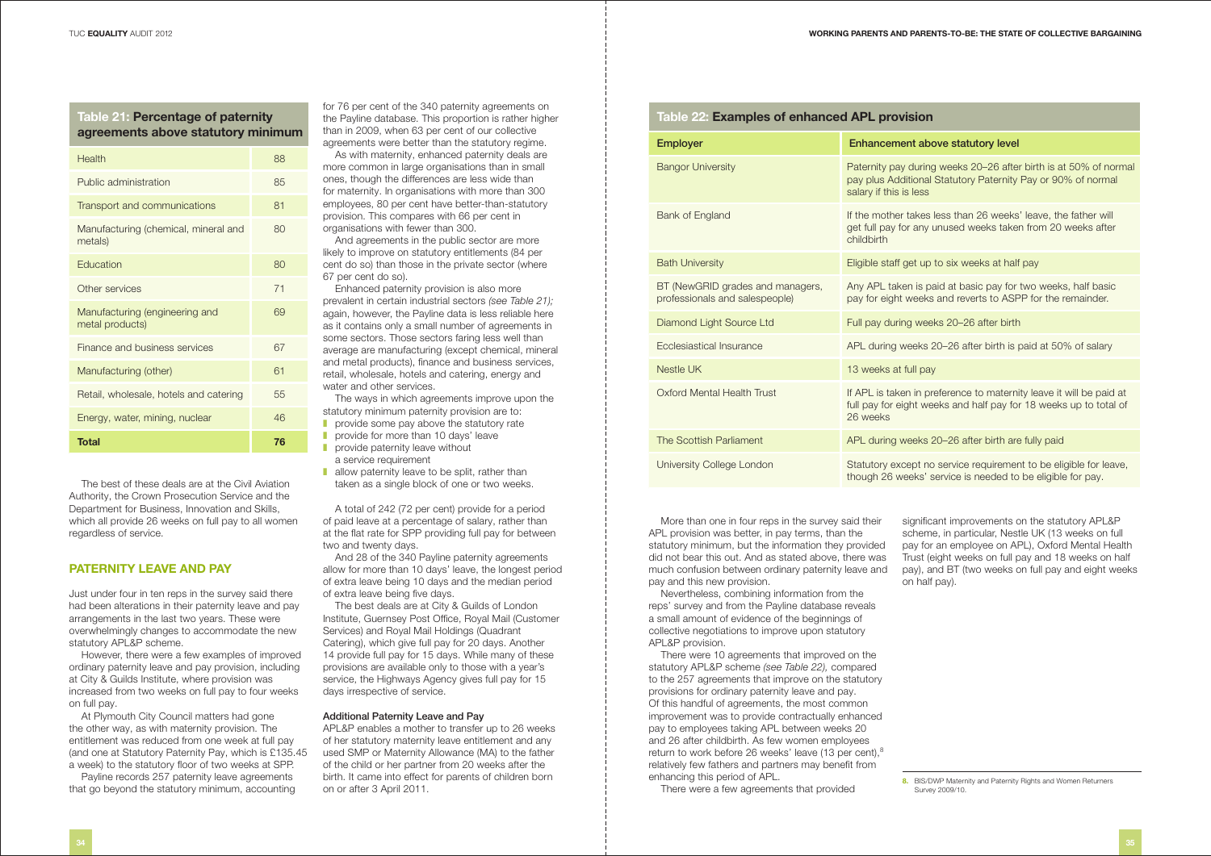## Table 21: Percentage of paternity agreements above statutory minimum

| Sector | % |
|---|---|
| Health | 88 |
| Public administration | 85 |
| Transport and communications | 81 |
| Manufacturing (chemical, mineral and metals) | 80 |
| Education | 80 |
| Other services | 71 |
| Manufacturing (engineering and metal products) | 69 |
| Finance and business services | 67 |
| Manufacturing (other) | 61 |
| Retail, wholesale, hotels and catering | 55 |
| Energy, water, mining, nuclear | 46 |
| **Total** | **76** |

The best of these deals are at the Civil Aviation Authority, the Crown Prosecution Service and the Department for Business, Innovation and Skills, which all provide 26 weeks on full pay to all women regardless of service.

## PATERNITY LEAVE AND PAY

Just under four in ten reps in the survey said there had been alterations in their paternity leave and pay arrangements in the last two years. These were overwhelmingly changes to accommodate the new statutory APL&P scheme.

However, there were a few examples of improved ordinary paternity leave and pay provision, including at City & Guilds Institute, where provision was increased from two weeks on full pay to four weeks on full pay.

At Plymouth City Council matters had gone the other way, as with maternity provision. The entitlement was reduced from one week at full pay (and one at Statutory Paternity Pay, which is £135.45 a week) to the statutory floor of two weeks at SPP.

Payline records 257 paternity leave agreements that go beyond the statutory minimum, accounting for 76 per cent of the 340 paternity agreements on the Payline database. This proportion is rather higher than in 2009, when 63 per cent of our collective agreements were better than the statutory regime.

As with maternity, enhanced paternity deals are more common in large organisations than in small ones, though the differences are less wide than for maternity. In organisations with more than 300 employees, 80 per cent have better-than-statutory provision. This compares with 66 per cent in organisations with fewer than 300.

And agreements in the public sector are more likely to improve on statutory entitlements (84 per cent do so) than those in the private sector (where 67 per cent do so).

Enhanced paternity provision is also more prevalent in certain industrial sectors *(see Table 21)*; again, however, the Payline data is less reliable here as it contains only a small number of agreements in some sectors. Those sectors faring less well than average are manufacturing (except chemical, mineral and metal products), finance and business services, retail, wholesale, hotels and catering, energy and water and other services.

The ways in which agreements improve upon the statutory minimum paternity provision are to:

- provide some pay above the statutory rate
- provide for more than 10 days' leave
- provide paternity leave without a service requirement
- allow paternity leave to be split, rather than taken as a single block of one or two weeks.

A total of 242 (72 per cent) provide for a period of paid leave at a percentage of salary, rather than at the flat rate for SPP providing full pay for between two and twenty days.

And 28 of the 340 Payline paternity agreements allow for more than 10 days' leave, the longest period of extra leave being 10 days and the median period of extra leave being five days.

The best deals are at City & Guilds of London Institute, Guernsey Post Office, Royal Mail (Customer Services) and Royal Mail Holdings (Quadrant Catering), which give full pay for 20 days. Another 14 provide full pay for 15 days. While many of these provisions are available only to those with a year's service, the Highways Agency gives full pay for 15 days irrespective of service.

### Additional Paternity Leave and Pay

APL&P enables a mother to transfer up to 26 weeks of her statutory maternity leave entitlement and any used SMP or Maternity Allowance (MA) to the father of the child or her partner from 20 weeks after the birth. It came into effect for parents of children born on or after 3 April 2011.

## Table 22: Examples of enhanced APL provision

| Employer | Enhancement above statutory level |
|---|---|
| Bangor University | Paternity pay during weeks 20–26 after birth is at 50% of normal pay plus Additional Statutory Paternity Pay or 90% of normal salary if this is less |
| Bank of England | If the mother takes less than 26 weeks' leave, the father will get full pay for any unused weeks taken from 20 weeks after childbirth |
| Bath University | Eligible staff get up to six weeks at half pay |
| BT (NewGRID grades and managers, professionals and salespeople) | Any APL taken is paid at basic pay for two weeks, half basic pay for eight weeks and reverts to ASPP for the remainder. |
| Diamond Light Source Ltd | Full pay during weeks 20–26 after birth |
| Ecclesiastical Insurance | APL during weeks 20–26 after birth is paid at 50% of salary |
| Nestle UK | 13 weeks at full pay |
| Oxford Mental Health Trust | If APL is taken in preference to maternity leave it will be paid at full pay for eight weeks and half pay for 18 weeks up to total of 26 weeks |
| The Scottish Parliament | APL during weeks 20–26 after birth are fully paid |
| University College London | Statutory except no service requirement to be eligible for leave, though 26 weeks' service is needed to be eligible for pay. |

More than one in four reps in the survey said their APL provision was better, in pay terms, than the statutory minimum, but the information they provided did not bear this out. And as stated above, there was much confusion between ordinary paternity leave and pay and this new provision.

Nevertheless, combining information from the reps' survey and from the Payline database reveals a small amount of evidence of the beginnings of collective negotiations to improve upon statutory APL&P provision.

There were 10 agreements that improved on the statutory APL&P scheme *(see Table 22)*, compared to the 257 agreements that improve on the statutory provisions for ordinary paternity leave and pay. Of this handful of agreements, the most common improvement was to provide contractually enhanced pay to employees taking APL between weeks 20 and 26 after childbirth. As few women employees return to work before 26 weeks' leave (13 per cent),[8] relatively few fathers and partners may benefit from enhancing this period of APL.

There were a few agreements that provided significant improvements on the statutory APL&P scheme, in particular, Nestle UK (13 weeks on full pay for an employee on APL), Oxford Mental Health Trust (eight weeks on full pay and 18 weeks on half pay), and BT (two weeks on full pay and eight weeks on half pay).

8. BIS/DWP Maternity and Paternity Rights and Women Returners Survey 2009/10.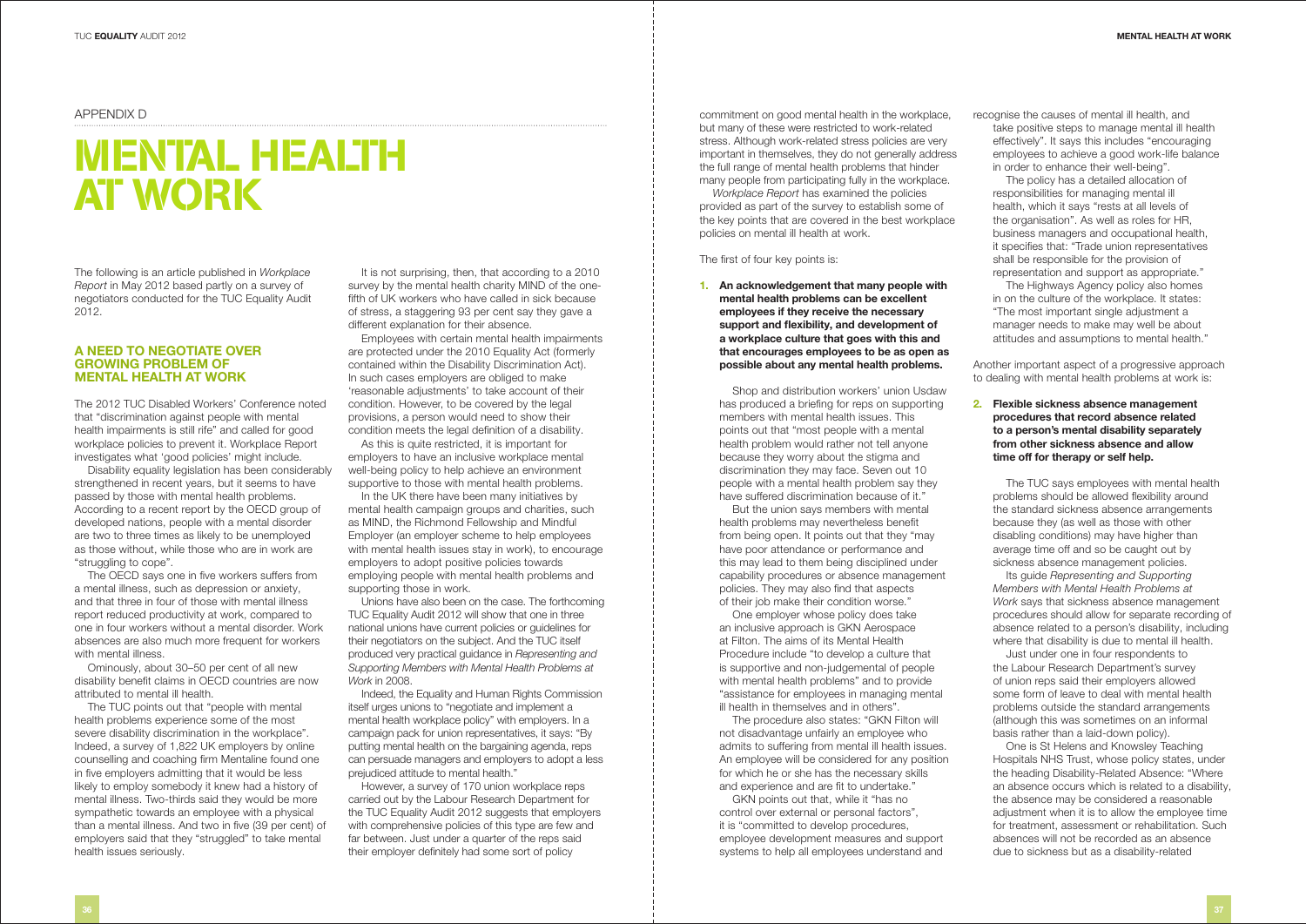APPENDIX D

# MENTAL HEALTH AT WORK

The following is an article published in *Workplace Report* in May 2012 based partly on a survey of negotiators conducted for the TUC Equality Audit 2012.

## A NEED TO NEGOTIATE OVER GROWING PROBLEM OF MENTAL HEALTH AT WORK

The 2012 TUC Disabled Workers' Conference noted that "discrimination against people with mental health impairments is still rife" and called for good workplace policies to prevent it. Workplace Report investigates what 'good policies' might include.

Disability equality legislation has been considerably strengthened in recent years, but it seems to have passed by those with mental health problems. According to a recent report by the OECD group of developed nations, people with a mental disorder are two to three times as likely to be unemployed as those without, while those who are in work are "struggling to cope".

The OECD says one in five workers suffers from a mental illness, such as depression or anxiety, and that three in four of those with mental illness report reduced productivity at work, compared to one in four workers without a mental disorder. Work absences are also much more frequent for workers with mental illness.

Ominously, about 30–50 per cent of all new disability benefit claims in OECD countries are now attributed to mental ill health.

The TUC points out that "people with mental health problems experience some of the most severe disability discrimination in the workplace". Indeed, a survey of 1,822 UK employers by online counselling and coaching firm Mentaline found one in five employers admitting that it would be less likely to employ somebody it knew had a history of mental illness. Two-thirds said they would be more sympathetic towards an employee with a physical than a mental illness. And two in five (39 per cent) of employers said that they "struggled" to take mental health issues seriously.

It is not surprising, then, that according to a 2010 survey by the mental health charity MIND of the one-fifth of UK workers who have called in sick because of stress, a staggering 93 per cent say they gave a different explanation for their absence.

Employees with certain mental health impairments are protected under the 2010 Equality Act (formerly contained within the Disability Discrimination Act). In such cases employers are obliged to make 'reasonable adjustments' to take account of their condition. However, to be covered by the legal provisions, a person would need to show their condition meets the legal definition of a disability.

As this is quite restricted, it is important for employers to have an inclusive workplace mental well-being policy to help achieve an environment supportive to those with mental health problems.

In the UK there have been many initiatives by mental health campaign groups and charities, such as MIND, the Richmond Fellowship and Mindful Employer (an employer scheme to help employees with mental health issues stay in work), to encourage employers to adopt positive policies towards employing people with mental health problems and supporting those in work.

Unions have also been on the case. The forthcoming TUC Equality Audit 2012 will show that one in three national unions have current policies or guidelines for their negotiators on the subject. And the TUC itself produced very practical guidance in *Representing and Supporting Members with Mental Health Problems at Work* in 2008.

Indeed, the Equality and Human Rights Commission itself urges unions to "negotiate and implement a mental health workplace policy" with employers. In a campaign pack for union representatives, it says: "By putting mental health on the bargaining agenda, reps can persuade managers and employers to adopt a less prejudiced attitude to mental health."

However, a survey of 170 union workplace reps carried out by the Labour Research Department for the TUC Equality Audit 2012 suggests that employers with comprehensive policies of this type are few and far between. Just under a quarter of the reps said their employer definitely had some sort of policy commitment on good mental health in the workplace, but many of these were restricted to work-related stress. Although work-related stress policies are very important in themselves, they do not generally address the full range of mental health problems that hinder many people from participating fully in the workplace.

*Workplace Report* has examined the policies provided as part of the survey to establish some of the key points that are covered in the best workplace policies on mental ill health at work.

The first of four key points is:

1. **An acknowledgement that many people with mental health problems can be excellent employees if they receive the necessary support and flexibility, and development of a workplace culture that goes with this and that encourages employees to be as open as possible about any mental health problems.**

Shop and distribution workers' union Usdaw has produced a briefing for reps on supporting members with mental health issues. This points out that "most people with a mental health problem would rather not tell anyone because they worry about the stigma and discrimination they may face. Seven out 10 people with a mental health problem say they have suffered discrimination because of it."

But the union says members with mental health problems may nevertheless benefit from being open. It points out that they "may have poor attendance or performance and this may lead to them being disciplined under capability procedures or absence management policies. They may also find that aspects of their job make their condition worse."

One employer whose policy does take an inclusive approach is GKN Aerospace at Filton. The aims of its Mental Health Procedure include "to develop a culture that is supportive and non-judgemental of people with mental health problems" and to provide "assistance for employees in managing mental ill health in themselves and in others".

The procedure also states: "GKN Filton will not disadvantage unfairly an employee who admits to suffering from mental ill health issues. An employee will be considered for any position for which he or she has the necessary skills and experience and are fit to undertake."

GKN points out that, while it "has no control over external or personal factors", it is "committed to develop procedures, employee development measures and support systems to help all employees understand and recognise the causes of mental ill health, and take positive steps to manage mental ill health effectively". It says this includes "encouraging employees to achieve a good work-life balance in order to enhance their well-being".

The policy has a detailed allocation of responsibilities for managing mental ill health, which it says "rests at all levels of the organisation". As well as roles for HR, business managers and occupational health, it specifies that: "Trade union representatives shall be responsible for the provision of representation and support as appropriate."

The Highways Agency policy also homes in on the culture of the workplace. It states: "The most important single adjustment a manager needs to make may well be about attitudes and assumptions to mental health."

Another important aspect of a progressive approach to dealing with mental health problems at work is:

2. **Flexible sickness absence management procedures that record absence related to a person's mental disability separately from other sickness absence and allow time off for therapy or self help.**

The TUC says employees with mental health problems should be allowed flexibility around the standard sickness absence arrangements because they (as well as those with other disabling conditions) may have higher than average time off and so be caught out by sickness absence management policies.

Its guide *Representing and Supporting Members with Mental Health Problems at Work* says that sickness absence management procedures should allow for separate recording of absence related to a person's disability, including where that disability is due to mental ill health.

Just under one in four respondents to the Labour Research Department's survey of union reps said their employers allowed some form of leave to deal with mental health problems outside the standard arrangements (although this was sometimes on an informal basis rather than a laid-down policy).

One is St Helens and Knowsley Teaching Hospitals NHS Trust, whose policy states, under the heading Disability-Related Absence: "Where an absence occurs which is related to a disability, the absence may be considered a reasonable adjustment when it is to allow the employee time for treatment, assessment or rehabilitation. Such absences will not be recorded as an absence due to sickness but as a disability-related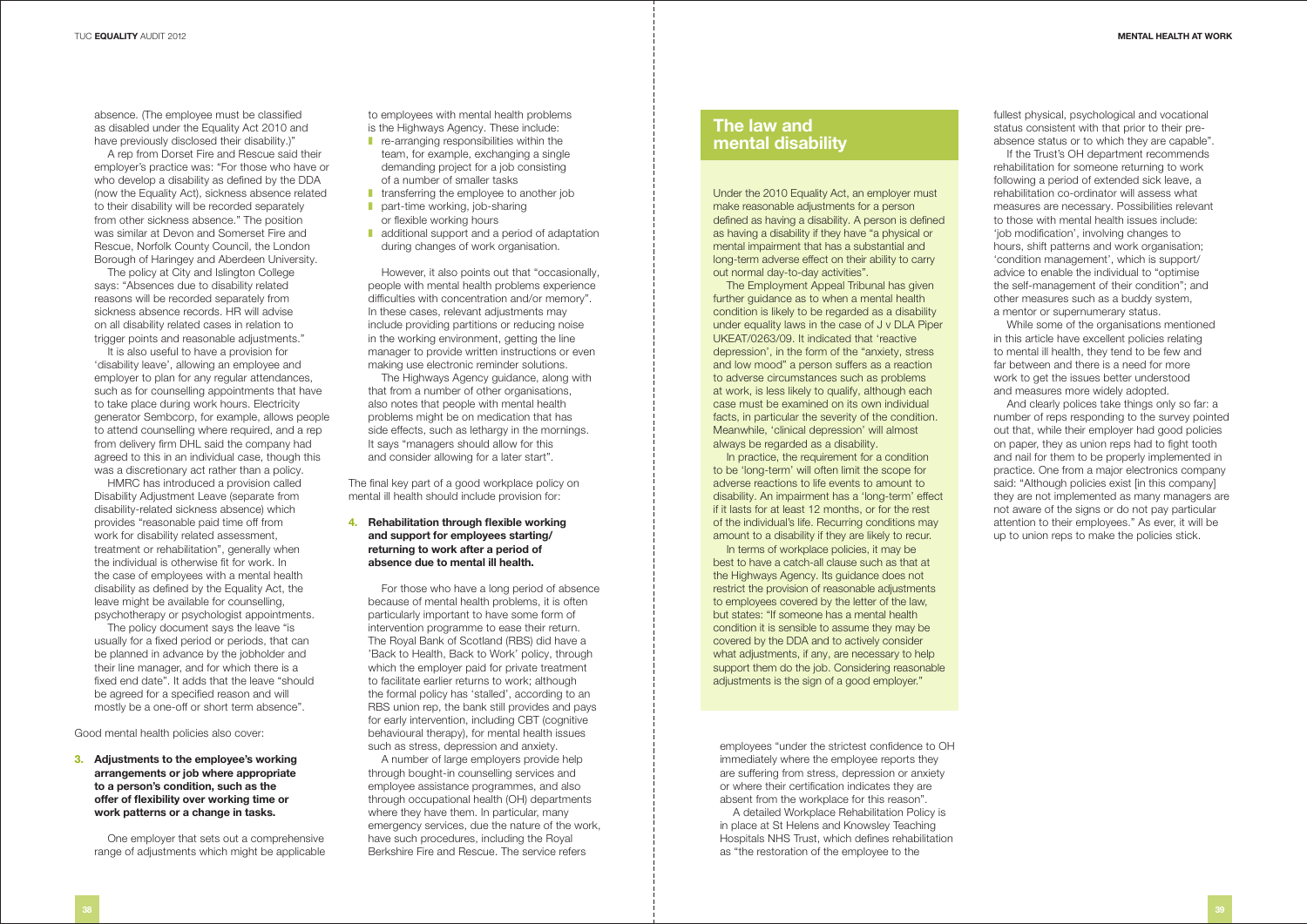absence. (The employee must be classified as disabled under the Equality Act 2010 and have previously disclosed their disability.)"

A rep from Dorset Fire and Rescue said their employer's practice was: "For those who have or who develop a disability as defined by the DDA (now the Equality Act), sickness absence related to their disability will be recorded separately from other sickness absence." The position was similar at Devon and Somerset Fire and Rescue, Norfolk County Council, the London Borough of Haringey and Aberdeen University.

The policy at City and Islington College says: "Absences due to disability related reasons will be recorded separately from sickness absence records. HR will advise on all disability related cases in relation to trigger points and reasonable adjustments."

It is also useful to have a provision for 'disability leave', allowing an employee and employer to plan for any regular attendances, such as for counselling appointments that have to take place during work hours. Electricity generator Sembcorp, for example, allows people to attend counselling where required, and a rep from delivery firm DHL said the company had agreed to this in an individual case, though this was a discretionary act rather than a policy.

HMRC has introduced a provision called Disability Adjustment Leave (separate from disability-related sickness absence) which provides "reasonable paid time off from work for disability related assessment, treatment or rehabilitation", generally when the individual is otherwise fit for work. In the case of employees with a mental health disability as defined by the Equality Act, the leave might be available for counselling, psychotherapy or psychologist appointments.

The policy document says the leave "is usually for a fixed period or periods, that can be planned in advance by the jobholder and their line manager, and for which there is a fixed end date". It adds that the leave "should be agreed for a specified reason and will mostly be a one-off or short term absence".

Good mental health policies also cover:

**3. Adjustments to the employee's working arrangements or job where appropriate to a person's condition, such as the offer of flexibility over working time or work patterns or a change in tasks.**

One employer that sets out a comprehensive range of adjustments which might be applicable to employees with mental health problems is the Highways Agency. These include:

- re-arranging responsibilities within the team, for example, exchanging a single demanding project for a job consisting of a number of smaller tasks
- transferring the employee to another job
- part-time working, job-sharing or flexible working hours
- additional support and a period of adaptation during changes of work organisation.

However, it also points out that "occasionally, people with mental health problems experience difficulties with concentration and/or memory". In these cases, relevant adjustments may include providing partitions or reducing noise in the working environment, getting the line manager to provide written instructions or even making use electronic reminder solutions.

The Highways Agency guidance, along with that from a number of other organisations, also notes that people with mental health problems might be on medication that has side effects, such as lethargy in the mornings. It says "managers should allow for this and consider allowing for a later start".

The final key part of a good workplace policy on mental ill health should include provision for:

**4. Rehabilitation through flexible working and support for employees starting/returning to work after a period of absence due to mental ill health.**

For those who have a long period of absence because of mental health problems, it is often particularly important to have some form of intervention programme to ease their return. The Royal Bank of Scotland (RBS) did have a 'Back to Health, Back to Work' policy, through which the employer paid for private treatment to facilitate earlier returns to work; although the formal policy has 'stalled', according to an RBS union rep, the bank still provides and pays for early intervention, including CBT (cognitive behavioural therapy), for mental health issues such as stress, depression and anxiety.

A number of large employers provide help through bought-in counselling services and employee assistance programmes, and also through occupational health (OH) departments where they have them. In particular, many emergency services, due the nature of the work, have such procedures, including the Royal Berkshire Fire and Rescue. The service refers employees "under the strictest confidence to OH immediately where the employee reports they are suffering from stress, depression or anxiety or where their certification indicates they are absent from the workplace for this reason".

A detailed Workplace Rehabilitation Policy is in place at St Helens and Knowsley Teaching Hospitals NHS Trust, which defines rehabilitation as "the restoration of the employee to the fullest physical, psychological and vocational status consistent with that prior to their pre-absence status or to which they are capable".

If the Trust's OH department recommends rehabilitation for someone returning to work following a period of extended sick leave, a rehabilitation co-ordinator will assess what measures are necessary. Possibilities relevant to those with mental health issues include: 'job modification', involving changes to hours, shift patterns and work organisation; 'condition management', which is support/advice to enable the individual to "optimise the self-management of their condition"; and other measures such as a buddy system, a mentor or supernumerary status.

While some of the organisations mentioned in this article have excellent policies relating to mental ill health, they tend to be few and far between and there is a need for more work to get the issues better understood and measures more widely adopted.

And clearly polices take things only so far: a number of reps responding to the survey pointed out that, while their employer had good policies on paper, they as union reps had to fight tooth and nail for them to be properly implemented in practice. One from a major electronics company said: "Although policies exist [in this company] they are not implemented as many managers are not aware of the signs or do not pay particular attention to their employees." As ever, it will be up to union reps to make the policies stick.

## The law and mental disability

Under the 2010 Equality Act, an employer must make reasonable adjustments for a person defined as having a disability. A person is defined as having a disability if they have "a physical or mental impairment that has a substantial and long-term adverse effect on their ability to carry out normal day-to-day activities".

The Employment Appeal Tribunal has given further guidance as to when a mental health condition is likely to be regarded as a disability under equality laws in the case of J v DLA Piper UKEAT/0263/09. It indicated that 'reactive depression', in the form of the "anxiety, stress and low mood" a person suffers as a reaction to adverse circumstances such as problems at work, is less likely to qualify, although each case must be examined on its own individual facts, in particular the severity of the condition. Meanwhile, 'clinical depression' will almost always be regarded as a disability.

In practice, the requirement for a condition to be 'long-term' will often limit the scope for adverse reactions to life events to amount to disability. An impairment has a 'long-term' effect if it lasts for at least 12 months, or for the rest of the individual's life. Recurring conditions may amount to a disability if they are likely to recur.

In terms of workplace policies, it may be best to have a catch-all clause such as that at the Highways Agency. Its guidance does not restrict the provision of reasonable adjustments to employees covered by the letter of the law, but states: "If someone has a mental health condition it is sensible to assume they may be covered by the DDA and to actively consider what adjustments, if any, are necessary to help support them do the job. Considering reasonable adjustments is the sign of a good employer."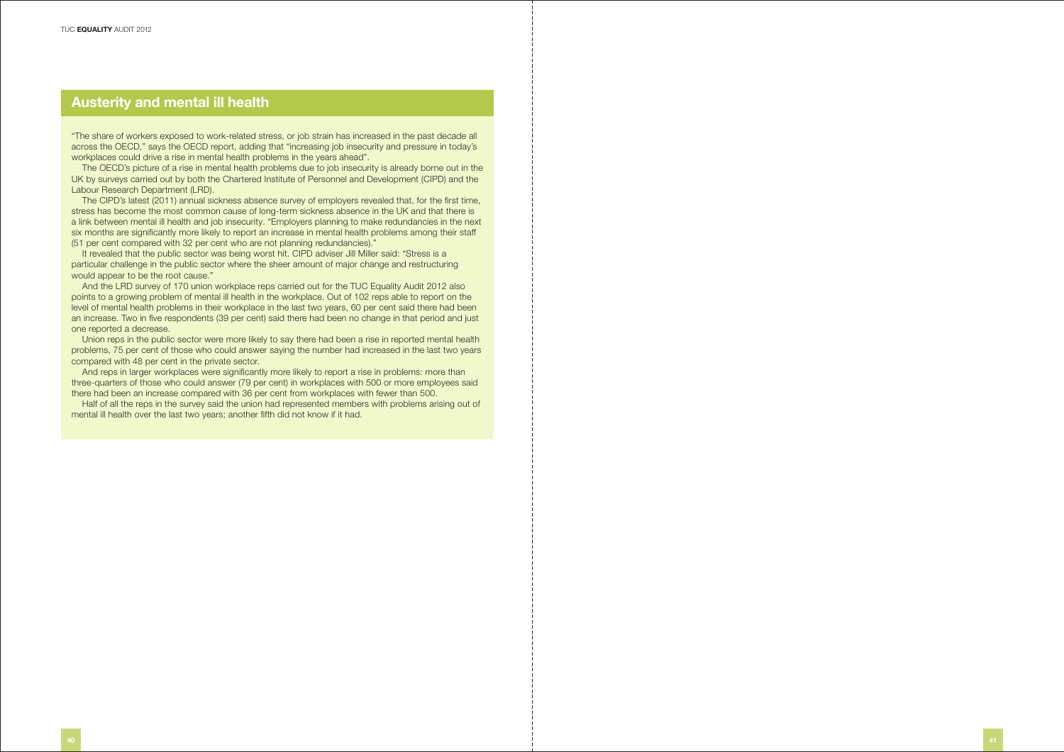## Austerity and mental ill health

"The share of workers exposed to work-related stress, or job strain has increased in the past decade all across the OECD," says the OECD report, adding that "increasing job insecurity and pressure in today's workplaces could drive a rise in mental health problems in the years ahead".

The OECD's picture of a rise in mental health problems due to job insecurity is already borne out in the UK by surveys carried out by both the Chartered Institute of Personnel and Development (CIPD) and the Labour Research Department (LRD).

The CIPD's latest (2011) annual sickness absence survey of employers revealed that, for the first time, stress has become the most common cause of long-term sickness absence in the UK and that there is a link between mental ill health and job insecurity. "Employers planning to make redundancies in the next six months are significantly more likely to report an increase in mental health problems among their staff (51 per cent compared with 32 per cent who are not planning redundancies)."

It revealed that the public sector was being worst hit. CIPD adviser Jill Miller said: "Stress is a particular challenge in the public sector where the sheer amount of major change and restructuring would appear to be the root cause."

And the LRD survey of 170 union workplace reps carried out for the TUC Equality Audit 2012 also points to a growing problem of mental ill health in the workplace. Out of 102 reps able to report on the level of mental health problems in their workplace in the last two years, 60 per cent said there had been an increase. Two in five respondents (39 per cent) said there had been no change in that period and just one reported a decrease.

Union reps in the public sector were more likely to say there had been a rise in reported mental health problems, 75 per cent of those who could answer saying the number had increased in the last two years compared with 48 per cent in the private sector.

And reps in larger workplaces were significantly more likely to report a rise in problems: more than three-quarters of those who could answer (79 per cent) in workplaces with 500 or more employees said there had been an increase compared with 36 per cent from workplaces with fewer than 500.

Half of all the reps in the survey said the union had represented members with problems arising out of mental ill health over the last two years; another fifth did not know if it had.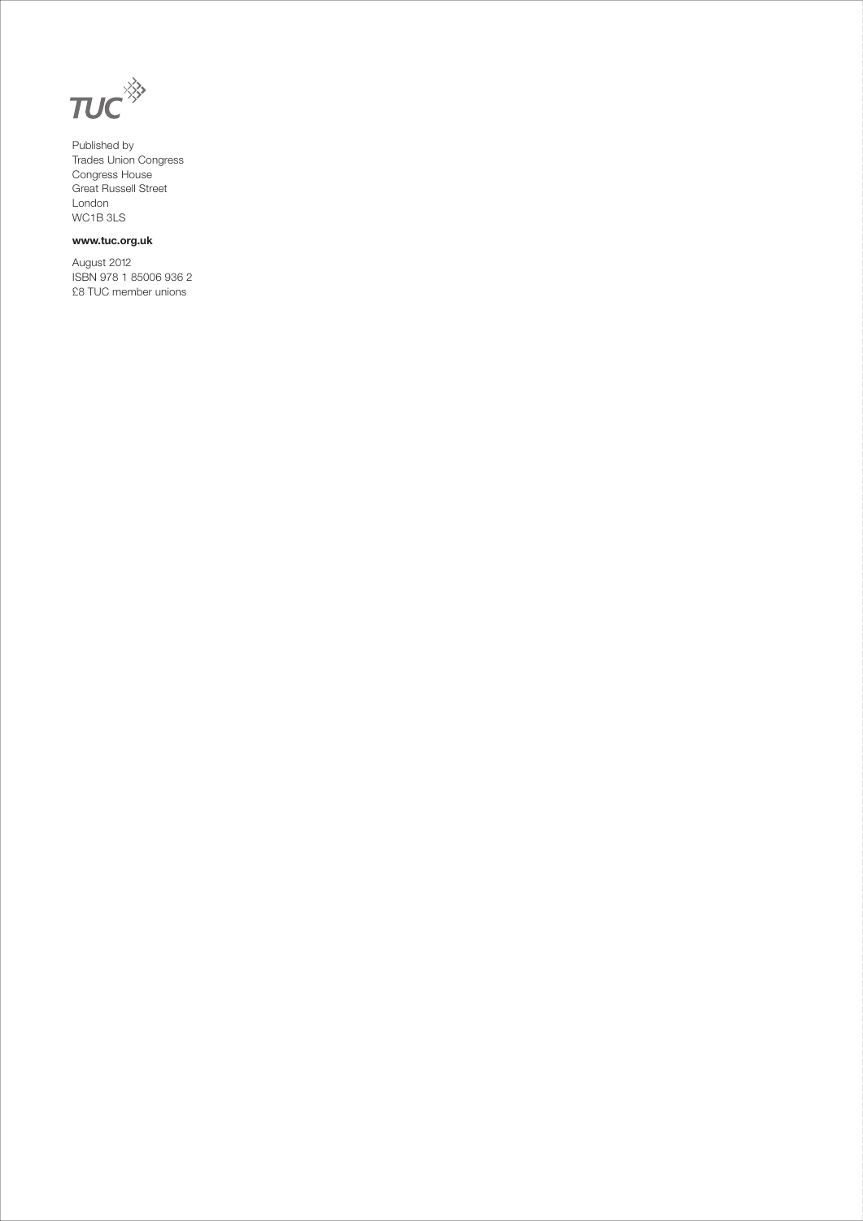TUC

Published by
Trades Union Congress
Congress House
Great Russell Street
London
WC1B 3LS

**www.tuc.org.uk**

August 2012
ISBN 978 1 85006 936 2
£8 TUC member unions